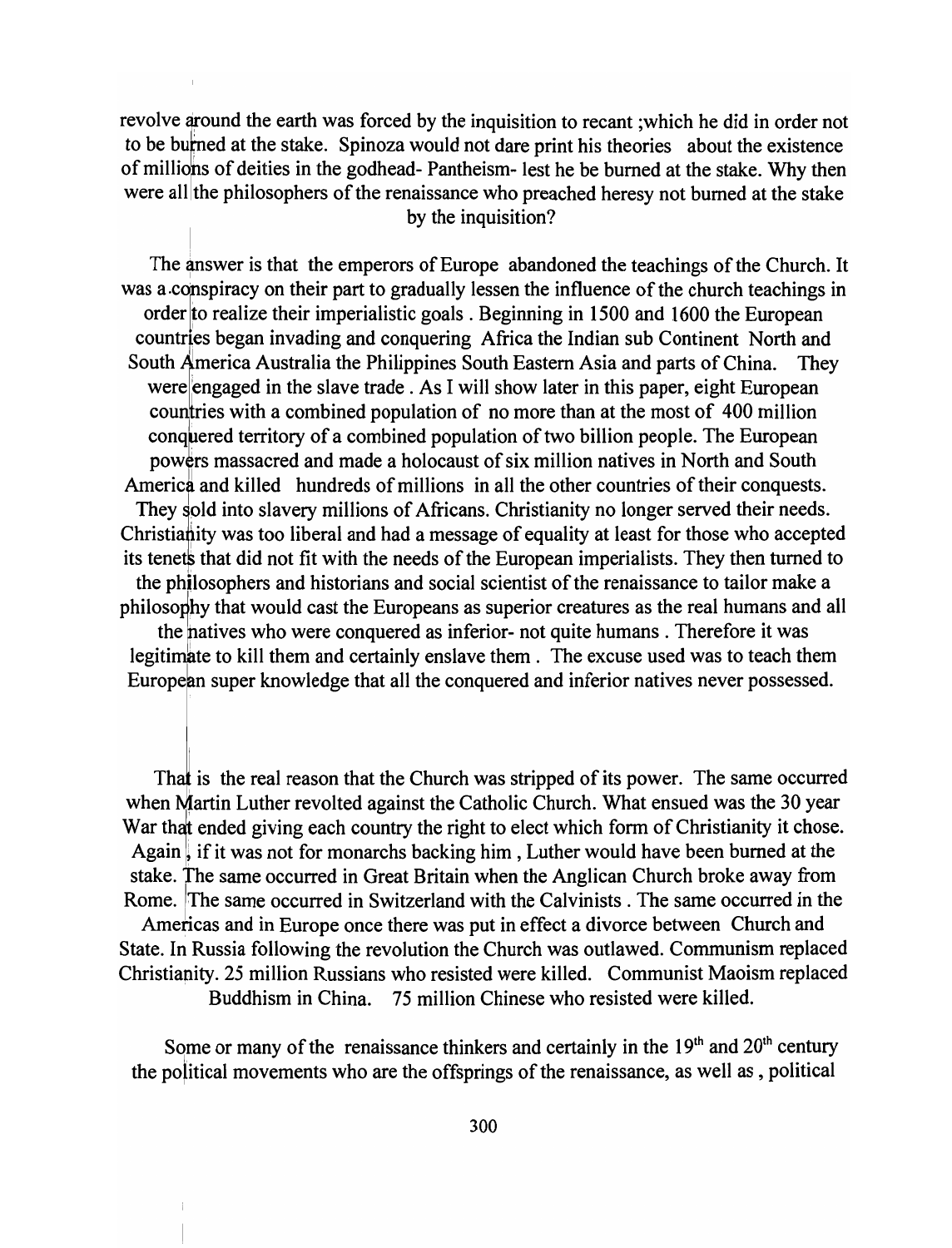revolve around the earth was forced by the inquisition to recant ;which he did in order not to be burned at the stake. Spinoza would not dare print his theories about the existence of millions of deities in the godhead- Pantheism- lest he be burned at the stake. Why then were all the philosophers of the renaissance who preached heresy not burned at the stake by the inquisition?

The answer is that the emperors of Europe abandoned the teachings of the Church. It was a conspiracy on their part to gradually lessen the influence of the church teachings in order to realize their imperialistic goals . Beginning in 1500 and 1600 the European countries began invading and conquering Africa the Indian sub Continent North and South America Australia the Philippines South Eastern Asia and parts of China. They were engaged in the slave trade . As I will show later in this paper, eight European countries with a combined population of no more than at the most of 400 million conquered territory of a combined population of two billion people. The European powers massacred and made a holocaust of six million natives in North and South America and killed hundreds of millions in all the other countries of their conquests. They sold into slavery millions of Africans. Christianity no longer served their needs. Christianity was too liberal and had a message of equality at least for those who accepted its tenets that did not fit with the needs of the European imperialists. They then turned to the philosophers and historians and social scientist of the renaissance to tailor make a philosophy that would cast the Europeans as superior creatures as the real humans and all the natives who were conquered as inferior- not quite humans . Therefore it was legitimate to kill them and certainly enslave them . The excuse used was to teach them European super knowledge that all the conquered and inferior natives never possessed.

That is the real reason that the Church was stripped of its power. The same occurred when Martin Luther revolted against the Catholic Church. What ensued was the 30 year War that ended giving each country the right to elect which form of Christianity it chose. Again , if it was not for monarchs backing him , Luther would have been burned at the stake. The same occurred in Great Britain when the Anglican Church broke away from Rome. The same occurred in Switzerland with the Calvinists . The same occurred in the Americas and in Europe once there was put in effect a divorce between Church and State. In Russia following the revolution the Church was outlawed. Communism replaced Christianity. 25 million Russians who resisted were killed. Communist Maoism replaced Buddhism in China. 75 million Chinese who resisted were killed.

Some or many of the renaissance thinkers and certainly in the 19th and 20th century the political movements who are the offsprings of the renaissance, as well as , political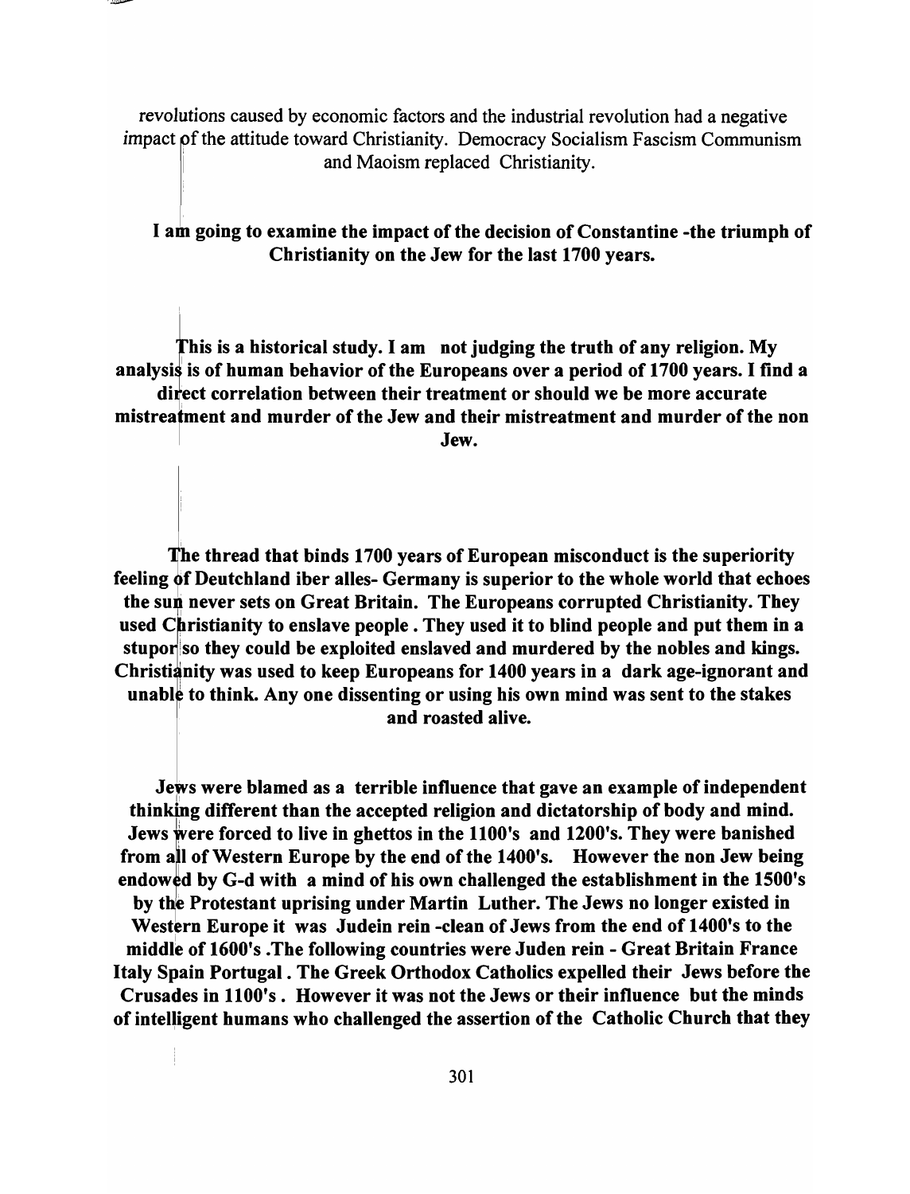revolutions caused by economic factors and the industrial revolution had a negative impact of the attitude toward Christianity. Democracy Socialism Fascism Communism and Maoism replaced Christianity.

**I am going to examine the impact of the decision of Constantine -the triumph of Christianity on the Jew for the last 1700 years.**

**This is a historical study. I am not judging the truth of any religion. My analysis is of human behavior of the Europeans over a period of 1700 years. I find a direct correlation between their treatment or should we be more accurate mistreatment and murder of the Jew and their mistreatment and murder of the non Jew.**

**The thread that binds 1700 years of European misconduct is the superiority feeling of Deutchland iber alles- Germany is superior to the whole world that echoes the sun never sets on Great Britain. The Europeans corrupted Christianity. They used Christianity to enslave people . They used it to blind people and put them in a stupor so they could be exploited enslaved and murdered by the nobles and kings. Christianity was used to keep Europeans for 1400 years in a dark age-ignorant and unable to think. Any one dissenting or using his own mind was sent to the stakes and roasted alive.**

**Jews were blamed as a terrible influence that gave an example of independent thinking different than the accepted religion and dictatorship of body and mind. Jews were forced to live in ghettos in the 1100's and 1200's. They were banished from all of Western Europe by the end of the 1400's. However the non Jew being endowed by G-d with a mind of his own challenged the establishment in the 1500's by the Protestant uprising under Martin Luther. The Jews no longer existed in Western Europe it was Judein rein -clean of Jews from the end of 1400's to the middle of 1600's .The following countries were Juden rein - Great Britain France Italy Spain Portugal . The Greek Orthodox Catholics expelled their Jews before the Crusades in 1100's . However it was not the Jews or their influence but the minds of intelligent humans who challenged the assertion of the Catholic Church that they**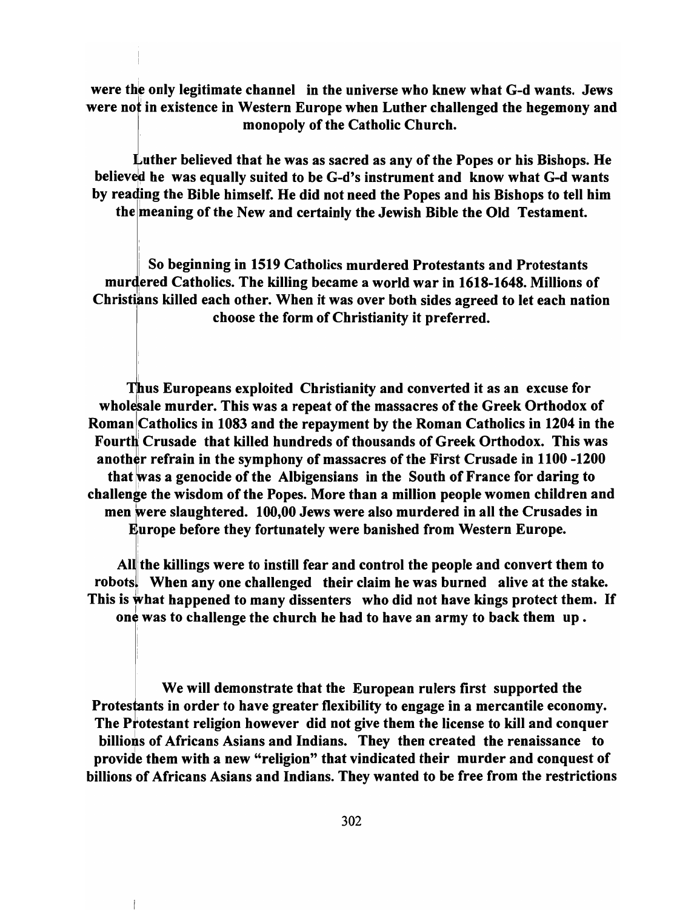**were the only legitimate channel in the universe who knew what G-d wants. Jews were not in existence in Western Europe when Luther challenged the hegemony and monopoly of the Catholic Church.**

**Luther believed that he was as sacred as any of the Popes or his Bishops. He believed he was equally suited to be G-d's instrument and know what G-d wants by reading the Bible himself. He did not need the Popes and his Bishops to tell him the meaning of the New and certainly the Jewish Bible the Old Testament.**

**So beginning in 1519 Catholics murdered Protestants and Protestants murdered Catholics. The killing became a world war in 1618-1648. Millions of Christians killed each other. When it was over both sides agreed to let each nation choose the form of Christianity it preferred.**

**Thus Europeans exploited Christianity and converted it as an excuse for wholesale murder. This was a repeat of the massacres of the Greek Orthodox of Roman Catholics in 1083 and the repayment by the Roman Catholics in 1204 in the Fourth Crusade that killed hundreds of thousands of Greek Orthodox. This was another refrain in the symphony of massacres of the First Crusade in 1100 -1200 that was a genocide of the Albigensians in the South of France for daring to challenge the wisdom of the Popes. More than a million people women children and men were slaughtered. 100,00 Jews were also murdered in all the Crusades in Europe before they fortunately were banished from Western Europe.**

**All the killings were to instill fear and control the people and convert them to robots. When any one challenged their claim he was burned alive at the stake. This is what happened to many dissenters who did not have kings protect them. If one was to challenge the church he had to have an army to back them up .**

**We will demonstrate that the European rulers first supported the Protestants in order to have greater flexibility to engage in a mercantile economy. The Protestant religion however did not give them the license to kill and conquer billions of Africans Asians and Indians. They then created the renaissance to provide them with a new "religion" that vindicated their murder and conquest of billions of Africans Asians and Indians. They wanted to be free from the restrictions**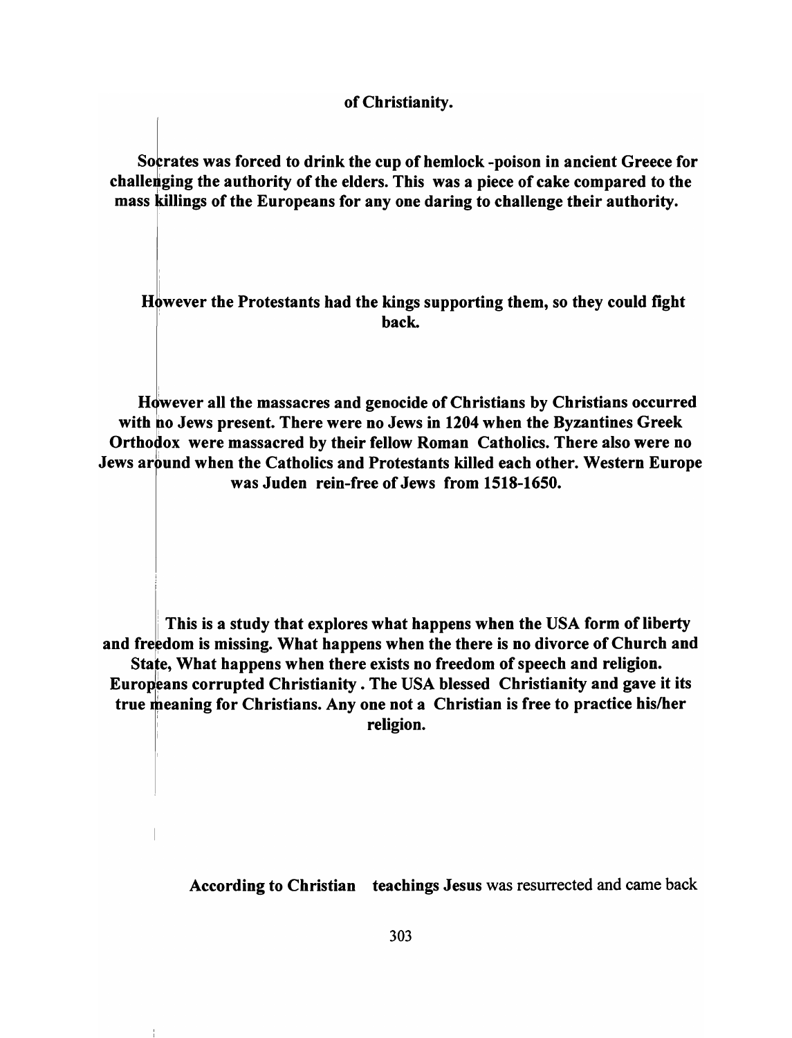**of Christianity.**

**Socrates was forced to drink the cup of hemlock -poison in ancient Greece for challenging the authority of the elders. This was a piece of cake compared to the mass killings of the Europeans for any one daring to challenge their authority.**

**However the Protestants had the kings supporting them, so they could fight back.**

**However all the massacres and genocide of Christians by Christians occurred with no Jews present. There were no Jews in 1204 when the Byzantines Greek Orthodox were massacred by their fellow Roman Catholics. There also were no Jews around when the Catholics and Protestants killed each other. Western Europe was Juden rein-free of Jews from 1518-1650.**

**This is a study that explores what happens when the USA form of liberty and freedom is missing. What happens when the there is no divorce of Church and State, What happens when there exists no freedom of speech and religion. Europeans corrupted Christianity . The USA blessed Christianity and gave it its true meaning for Christians. Any one not a Christian is free to practice his/her religion.**

**According to Christian teachings Jesus** was resurrected and came back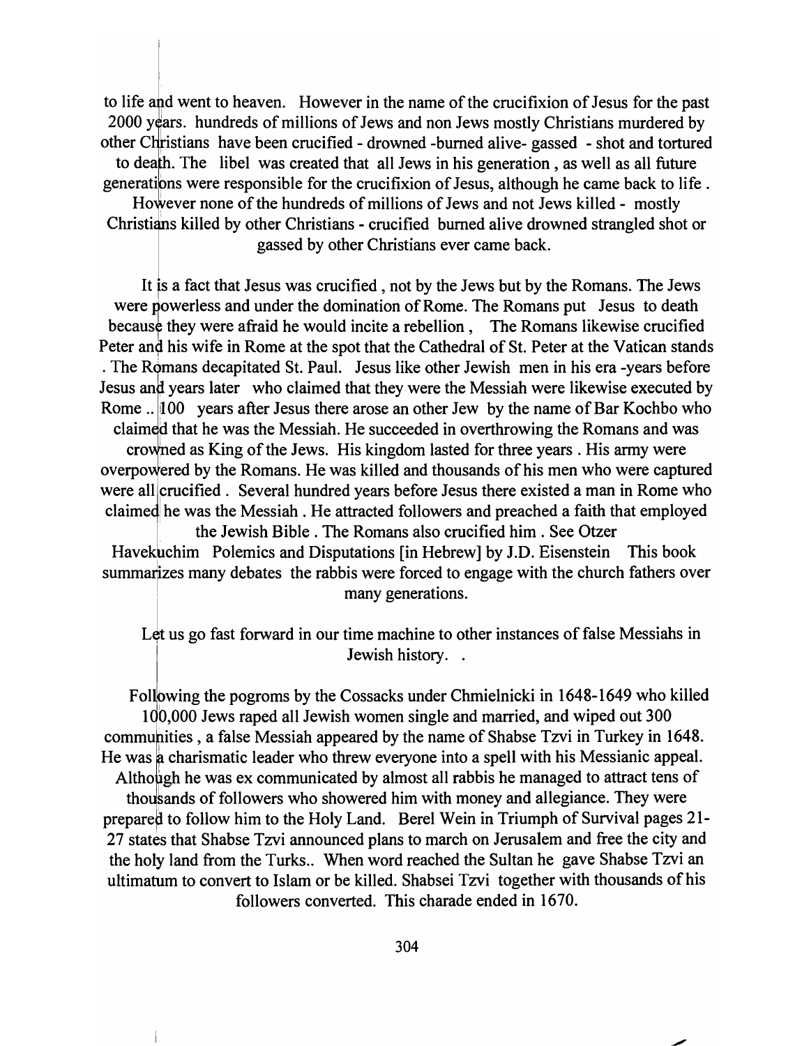to life and went to heaven. However in the name of the crucifixion of Jesus for the past 2000 years. hundreds of millions of Jews and non Jews mostly Christians murdered by other Christians have been crucified - drowned -burned alive- gassed - shot and tortured to death. The libel was created that all Jews in his generation , as well as all future generations were responsible for the crucifixion of Jesus, although he came back to life . However none of the hundreds of millions of Jews and not Jews killed - mostly Christians killed by other Christians - crucified burned alive drowned strangled shot or gassed by other Christians ever came back.

It is a fact that Jesus was crucified , not by the Jews but by the Romans. The Jews were powerless and under the domination of Rome. The Romans put Jesus to death because they were afraid he would incite a rebellion , The Romans likewise crucified Peter and his wife in Rome at the spot that the Cathedral of St. Peter at the Vatican stands . The Romans decapitated St. Paul. Jesus like other Jewish men in his era -years before Jesus and years later who claimed that they were the Messiah were likewise executed by Rome .. 100 years after Jesus there arose an other Jew by the name of Bar Kochbo who claimed that he was the Messiah. He succeeded in overthrowing the Romans and was crowned as King of the Jews. His kingdom lasted for three years . His army were overpowered by the Romans. He was killed and thousands of his men who were captured were all crucified . Several hundred years before Jesus there existed a man in Rome who claimed he was the Messiah . He attracted followers and preached a faith that employed the Jewish Bible . The Romans also crucified him . See Otzer Havekuchim Polemics and Disputations [in Hebrew] by J.D. Eisenstein This book summarizes many debates the rabbis were forced to engage with the church fathers over many generations.

Let us go fast forward in our time machine to other instances of false Messiahs in Jewish history. .

Following the pogroms by the Cossacks under Chmielnicki in 1648-1649 who killed 100,000 Jews raped all Jewish women single and married, and wiped out 300 communities , a false Messiah appeared by the name of Shabse Tzvi in Turkey in 1648. He was a charismatic leader who threw everyone into a spell with his Messianic appeal. Although he was ex communicated by almost all rabbis he managed to attract tens of thousands of followers who showered him with money and allegiance. They were prepared to follow him to the Holy Land. Berel Wein in Triumph of Survival pages 21-27 states that Shabse Tzvi announced plans to march on Jerusalem and free the city and the holy land from the Turks.. When word reached the Sultan he gave Shabse Tzvi an ultimatum to convert to Islam or be killed. Shabsei Tzvi together with thousands of his followers converted. This charade ended in 1670.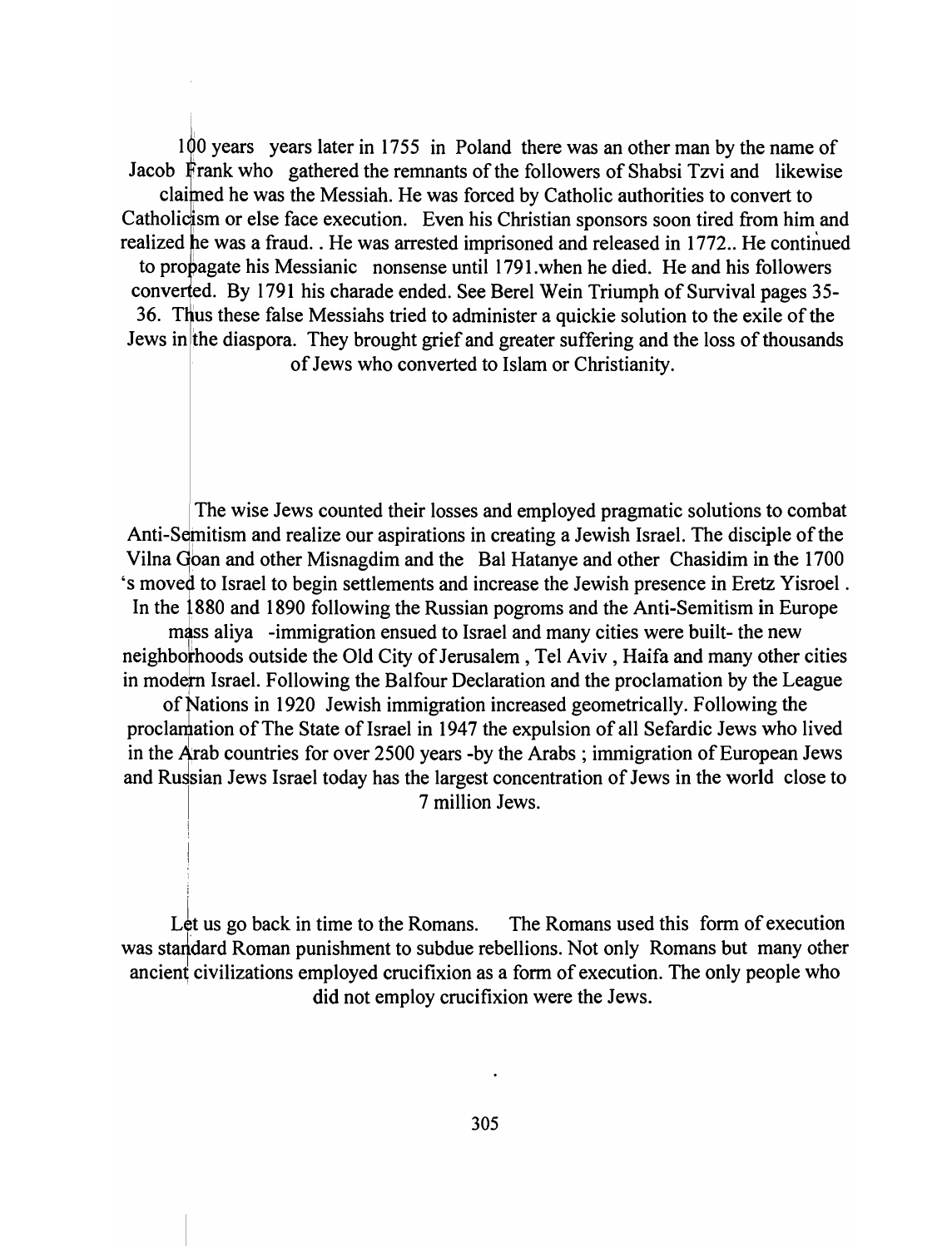100 years years later in 1755 in Poland there was an other man by the name of Jacob Frank who gathered the remnants of the followers of Shabsi Tzvi and likewise claimed he was the Messiah. He was forced by Catholic authorities to convert to Catholicism or else face execution. Even his Christian sponsors soon tired from him and realized he was a fraud. . He was arrested imprisoned and released in 1772.. He continued to propagate his Messianic nonsense until 1791.when he died. He and his followers converted. By 1791 his charade ended. See Berel Wein Triumph of Survival pages 35-36. Thus these false Messiahs tried to administer a quickie solution to the exile of the Jews in the diaspora. They brought grief and greater suffering and the loss of thousands of Jews who converted to Islam or Christianity.

The wise Jews counted their losses and employed pragmatic solutions to combat Anti-Semitism and realize our aspirations in creating a Jewish Israel. The disciple of the Vilna Goan and other Misnagdim and the Bal Hatanye and other Chasidim in the 1700 's moved to Israel to begin settlements and increase the Jewish presence in Eretz Yisroel . In the 1880 and 1890 following the Russian pogroms and the Anti-Semitism in Europe mass aliya -immigration ensued to Israel and many cities were built- the new neighborhoods outside the Old City of Jerusalem , Tel Aviv , Haifa and many other cities in modern Israel. Following the Balfour Declaration and the proclamation by the League of Nations in 1920 Jewish immigration increased geometrically. Following the proclamation of The State of Israel in 1947 the expulsion of all Sefardic Jews who lived in the Arab countries for over 2500 years -by the Arabs ; immigration of European Jews and Russian Jews Israel today has the largest concentration of Jews in the world close to 7 million Jews.

Let us go back in time to the Romans. The Romans used this form of execution was standard Roman punishment to subdue rebellions. Not only Romans but many other ancient civilizations employed crucifixion as a form of execution. The only people who did not employ crucifixion were the Jews.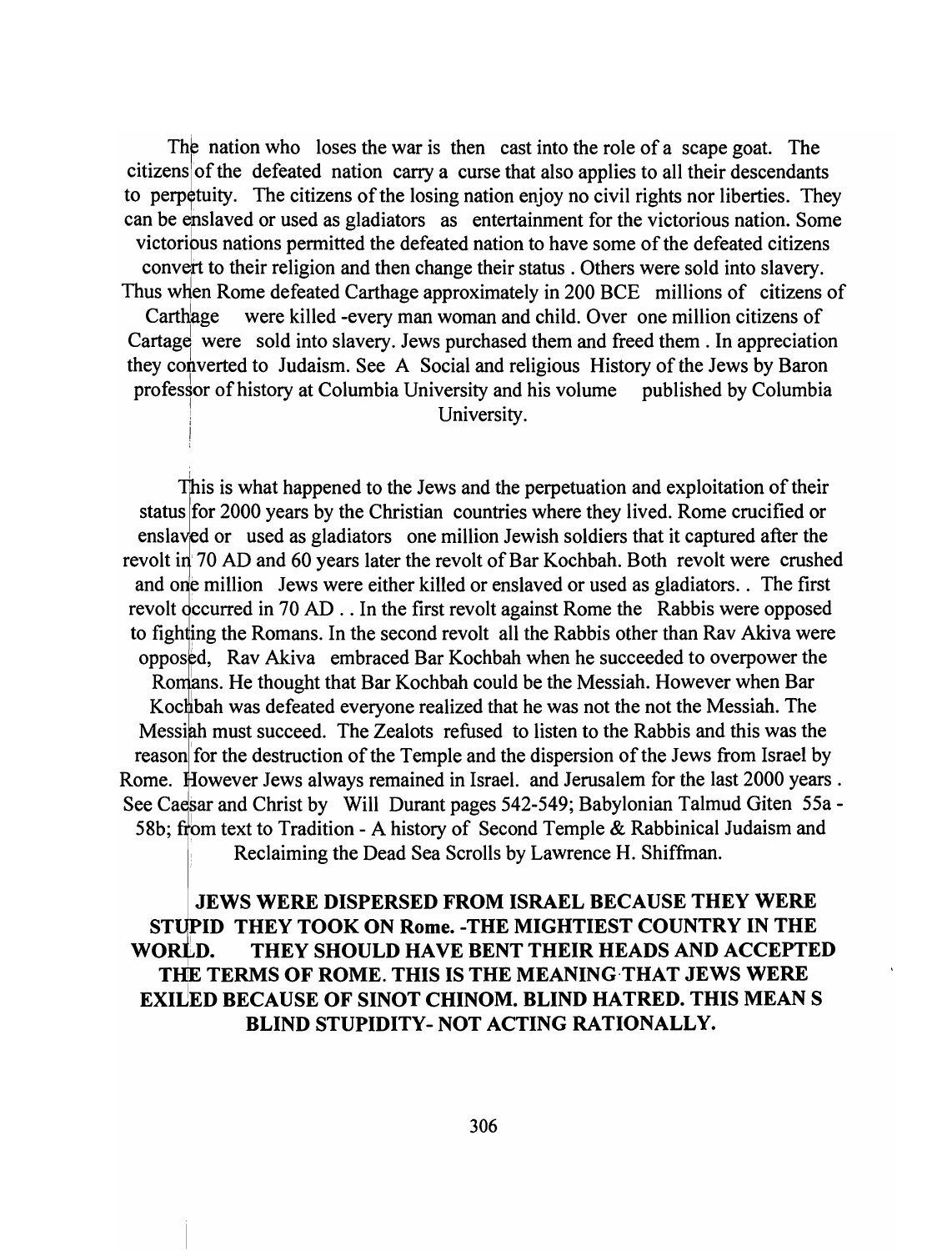The nation who loses the war is then cast into the role of a scape goat. The citizens of the defeated nation carry a curse that also applies to all their descendants to perpetuity. The citizens of the losing nation enjoy no civil rights nor liberties. They can be enslaved or used as gladiators as entertainment for the victorious nation. Some victorious nations permitted the defeated nation to have some of the defeated citizens convert to their religion and then change their status . Others were sold into slavery. Thus when Rome defeated Carthage approximately in 200 BCE millions of citizens of Carthage were killed -every man woman and child. Over one million citizens of Cartage were sold into slavery. Jews purchased them and freed them . In appreciation they converted to Judaism. See A Social and religious History of the Jews by Baron professor of history at Columbia University and his volume published by Columbia University.

This is what happened to the Jews and the perpetuation and exploitation of their status for 2000 years by the Christian countries where they lived. Rome crucified or enslaved or used as gladiators one million Jewish soldiers that it captured after the revolt in 70 AD and 60 years later the revolt of Bar Kochbah. Both revolt were crushed and one million Jews were either killed or enslaved or used as gladiators.. The first revolt occurred in 70 AD . . In the first revolt against Rome the Rabbis were opposed to fighting the Romans. In the second revolt all the Rabbis other than Rav Akiva were opposed, Rav Akiva embraced Bar Kochbah when he succeeded to overpower the Romans. He thought that Bar Kochbah could be the Messiah. However when Bar Kochbah was defeated everyone realized that he was not the not the Messiah. The Messiah must succeed. The Zealots refused to listen to the Rabbis and this was the reason for the destruction of the Temple and the dispersion of the Jews from Israel by Rome. However Jews always remained in Israel. and Jerusalem for the last 2000 years . See Caesar and Christ by Will Durant pages 542-549; Babylonian Talmud Giten 55a - 58b; from text to Tradition - A history of Second Temple & Rabbinical Judaism and Reclaiming the Dead Sea Scrolls by Lawrence H. Shiffman.

**JEWS WERE DISPERSED FROM ISRAEL BECAUSE THEY WERE STUPID THEY TOOK ON Rome. -THE MIGHTIEST COUNTRY IN THE WORLD. THEY SHOULD HAVE BENT THEIR HEADS AND ACCEPTED THE TERMS OF ROME. THIS IS THE MEANING THAT JEWS WERE EXILED BECAUSE OF SINOT CHINOM. BLIND HATRED. THIS MEAN S BLIND STUPIDITY- NOT ACTING RATIONALLY.**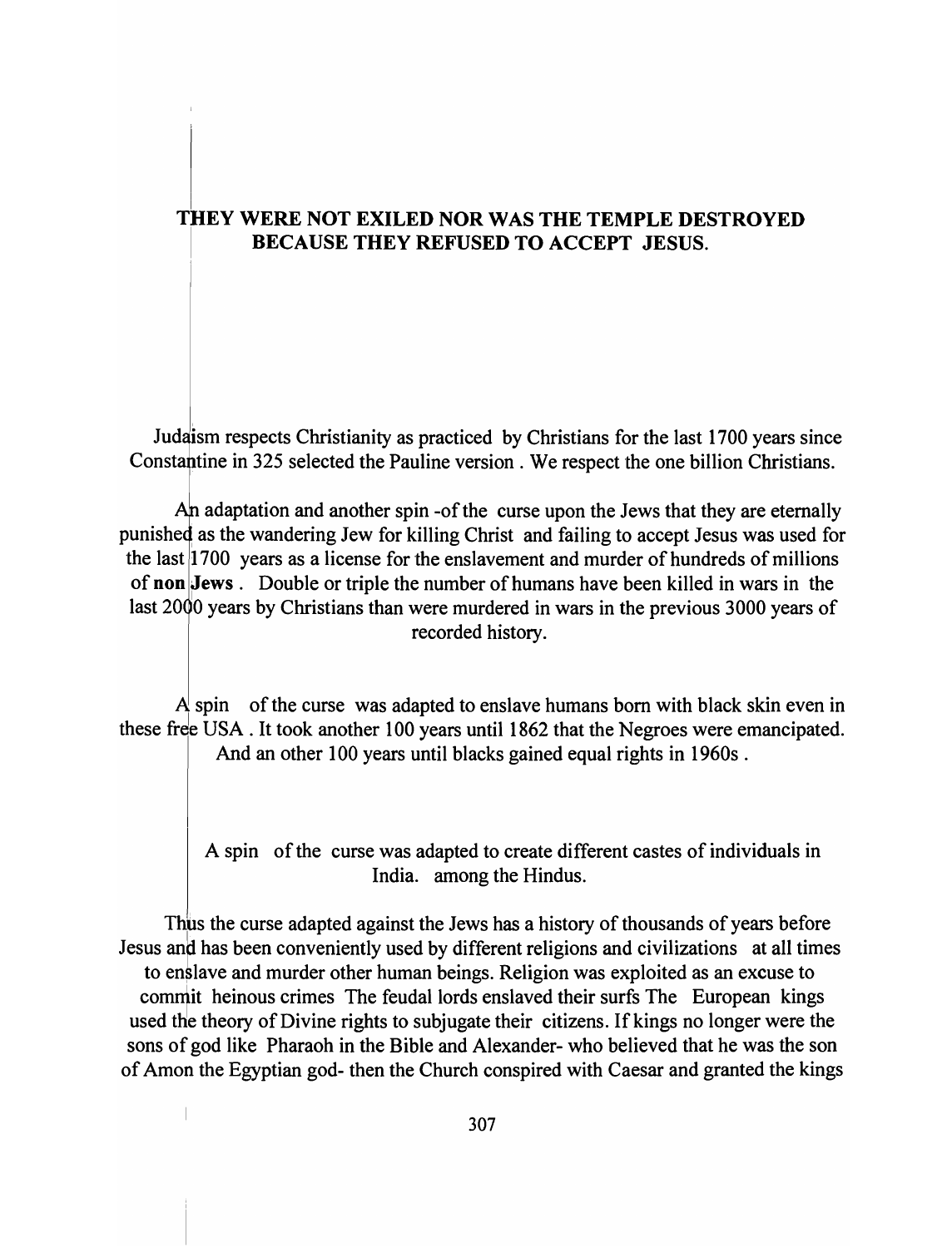## THEY WERE NOT EXILED NOR WAS THE TEMPLE DESTROYED BECAUSE THEY REFUSED TO ACCEPT JESUS.

Judaism respects Christianity as practiced by Christians for the last 1700 years since Constantine in 325 selected the Pauline version . We respect the one billion Christians.

An adaptation and another spin -of the curse upon the Jews that they are eternally punished as the wandering Jew for killing Christ and failing to accept Jesus was used for the last 1700 years as a license for the enslavement and murder of hundreds of millions of **non Jews** . Double or triple the number of humans have been killed in wars in the last 2000 years by Christians than were murdered in wars in the previous 3000 years of recorded history.

A spin of the curse was adapted to enslave humans born with black skin even in these free USA . It took another 100 years until 1862 that the Negroes were emancipated. And an other 100 years until blacks gained equal rights in 1960s .

A spin of the curse was adapted to create different castes of individuals in India. among the Hindus.

Thus the curse adapted against the Jews has a history of thousands of years before Jesus and has been conveniently used by different religions and civilizations at all times to enslave and murder other human beings. Religion was exploited as an excuse to commit heinous crimes The feudal lords enslaved their surfs The European kings used the theory of Divine rights to subjugate their citizens. If kings no longer were the sons of god like Pharaoh in the Bible and Alexander- who believed that he was the son of Amon the Egyptian god- then the Church conspired with Caesar and granted the kings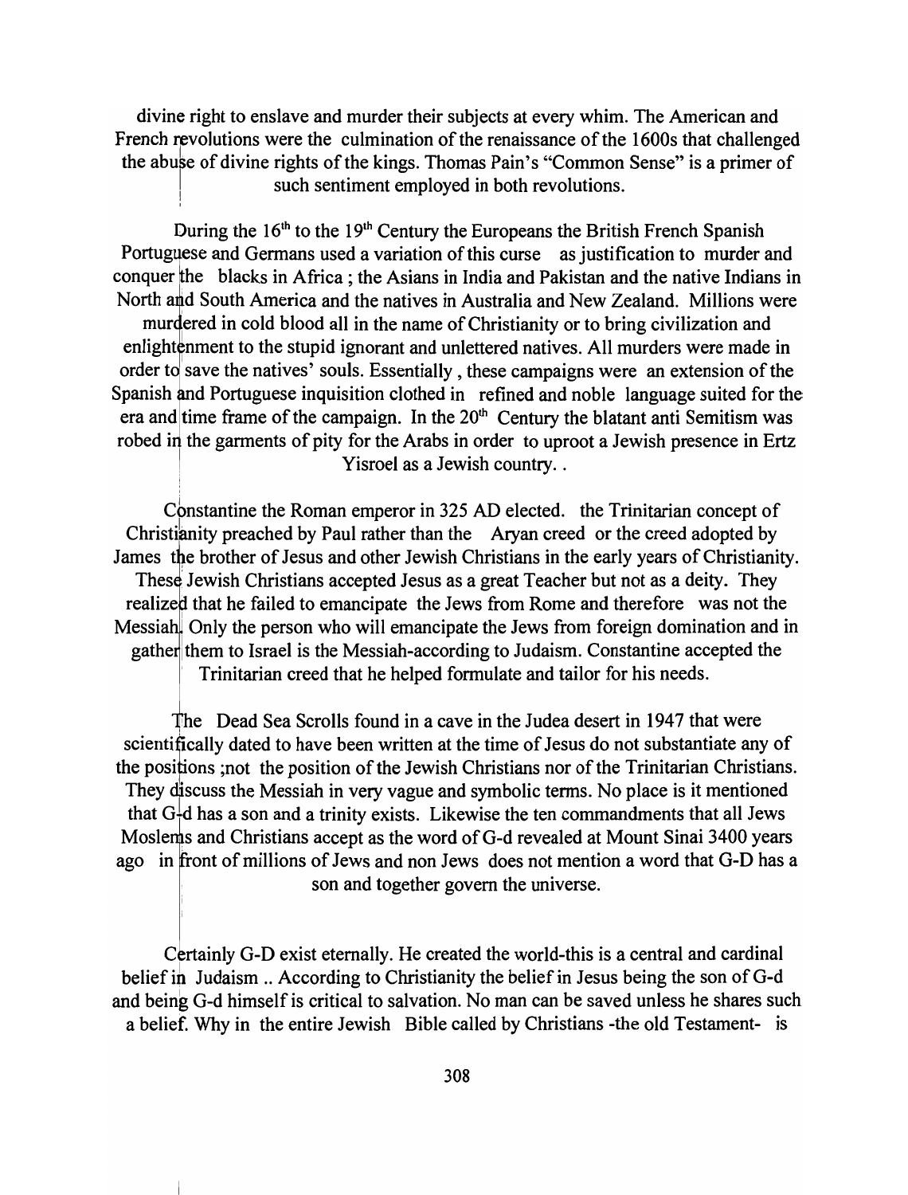divine right to enslave and murder their subjects at every whim. The American and French revolutions were the culmination of the renaissance of the 1600s that challenged the abuse of divine rights of the kings. Thomas Pain's "Common Sense" is a primer of such sentiment employed in both revolutions.

During the 16th to the 19th Century the Europeans the British French Spanish Portuguese and Germans used a variation of this curse as justification to murder and conquer the blacks in Africa ; the Asians in India and Pakistan and the native Indians in North and South America and the natives in Australia and New Zealand. Millions were murdered in cold blood all in the name of Christianity or to bring civilization and enlightenment to the stupid ignorant and unlettered natives. All murders were made in order to save the natives' souls. Essentially , these campaigns were an extension of the Spanish and Portuguese inquisition clothed in refined and noble language suited for the era and time frame of the campaign. In the 20th Century the blatant anti Semitism was robed in the garments of pity for the Arabs in order to uproot a Jewish presence in Ertz Yisroel as a Jewish country. .

Constantine the Roman emperor in 325 AD elected. the Trinitarian concept of Christianity preached by Paul rather than the Aryan creed or the creed adopted by James the brother of Jesus and other Jewish Christians in the early years of Christianity. These Jewish Christians accepted Jesus as a great Teacher but not as a deity. They realized that he failed to emancipate the Jews from Rome and therefore was not the Messiah. Only the person who will emancipate the Jews from foreign domination and in gather them to Israel is the Messiah-according to Judaism. Constantine accepted the Trinitarian creed that he helped formulate and tailor for his needs.

The Dead Sea Scrolls found in a cave in the Judea desert in 1947 that were scientifically dated to have been written at the time of Jesus do not substantiate any of the positions ;not the position of the Jewish Christians nor of the Trinitarian Christians. They discuss the Messiah in very vague and symbolic terms. No place is it mentioned that G-d has a son and a trinity exists. Likewise the ten commandments that all Jews Moslems and Christians accept as the word of G-d revealed at Mount Sinai 3400 years ago in front of millions of Jews and non Jews does not mention a word that G-D has a son and together govern the universe.

Certainly G-D exist eternally. He created the world-this is a central and cardinal belief in Judaism .. According to Christianity the belief in Jesus being the son of G-d and being G-d himself is critical to salvation. No man can be saved unless he shares such a belief. Why in the entire Jewish Bible called by Christians -the old Testament- is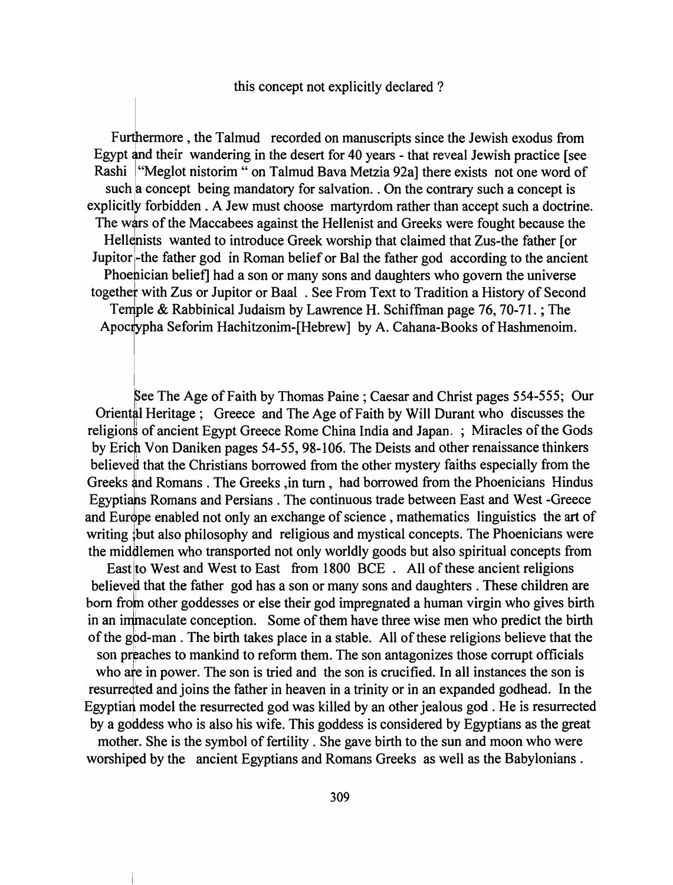this concept not explicitly declared ?

Furthermore , the Talmud recorded on manuscripts since the Jewish exodus from Egypt and their wandering in the desert for 40 years - that reveal Jewish practice [see Rashi "Meglot nistorim " on Talmud Bava Metzia 92a] there exists not one word of such a concept being mandatory for salvation. . On the contrary such a concept is explicitly forbidden . A Jew must choose martyrdom rather than accept such a doctrine. The wars of the Maccabees against the Hellenist and Greeks were fought because the Hellenists wanted to introduce Greek worship that claimed that Zus-the father [or Jupitor -the father god in Roman belief or Bal the father god according to the ancient Phoenician belief] had a son or many sons and daughters who govern the universe together with Zus or Jupitor or Baal . See From Text to Tradition a History of Second Temple & Rabbinical Judaism by Lawrence H. Schiffman page 76, 70-71. ; The Apocrypha Seforim Hachitzonim-[Hebrew] by A. Cahana-Books of Hashmenoim.

See The Age of Faith by Thomas Paine ; Caesar and Christ pages 554-555; Our Oriental Heritage ; Greece and The Age of Faith by Will Durant who discusses the religions of ancient Egypt Greece Rome China India and Japan. ; Miracles of the Gods by Erich Von Daniken pages 54-55, 98-106. The Deists and other renaissance thinkers believed that the Christians borrowed from the other mystery faiths especially from the Greeks and Romans . The Greeks ,in turn , had borrowed from the Phoenicians Hindus Egyptians Romans and Persians . The continuous trade between East and West -Greece and Europe enabled not only an exchange of science , mathematics linguistics the art of writing ;but also philosophy and religious and mystical concepts. The Phoenicians were the middlemen who transported not only worldly goods but also spiritual concepts from East to West and West to East from 1800 BCE . All of these ancient religions believed that the father god has a son or many sons and daughters . These children are born from other goddesses or else their god impregnated a human virgin who gives birth in an immaculate conception. Some of them have three wise men who predict the birth of the god-man . The birth takes place in a stable. All of these religions believe that the son preaches to mankind to reform them. The son antagonizes those corrupt officials who are in power. The son is tried and the son is crucified. In all instances the son is resurrected and joins the father in heaven in a trinity or in an expanded godhead. In the Egyptian model the resurrected god was killed by an other jealous god . He is resurrected by a goddess who is also his wife. This goddess is considered by Egyptians as the great mother. She is the symbol of fertility . She gave birth to the sun and moon who were worshiped by the ancient Egyptians and Romans Greeks as well as the Babylonians .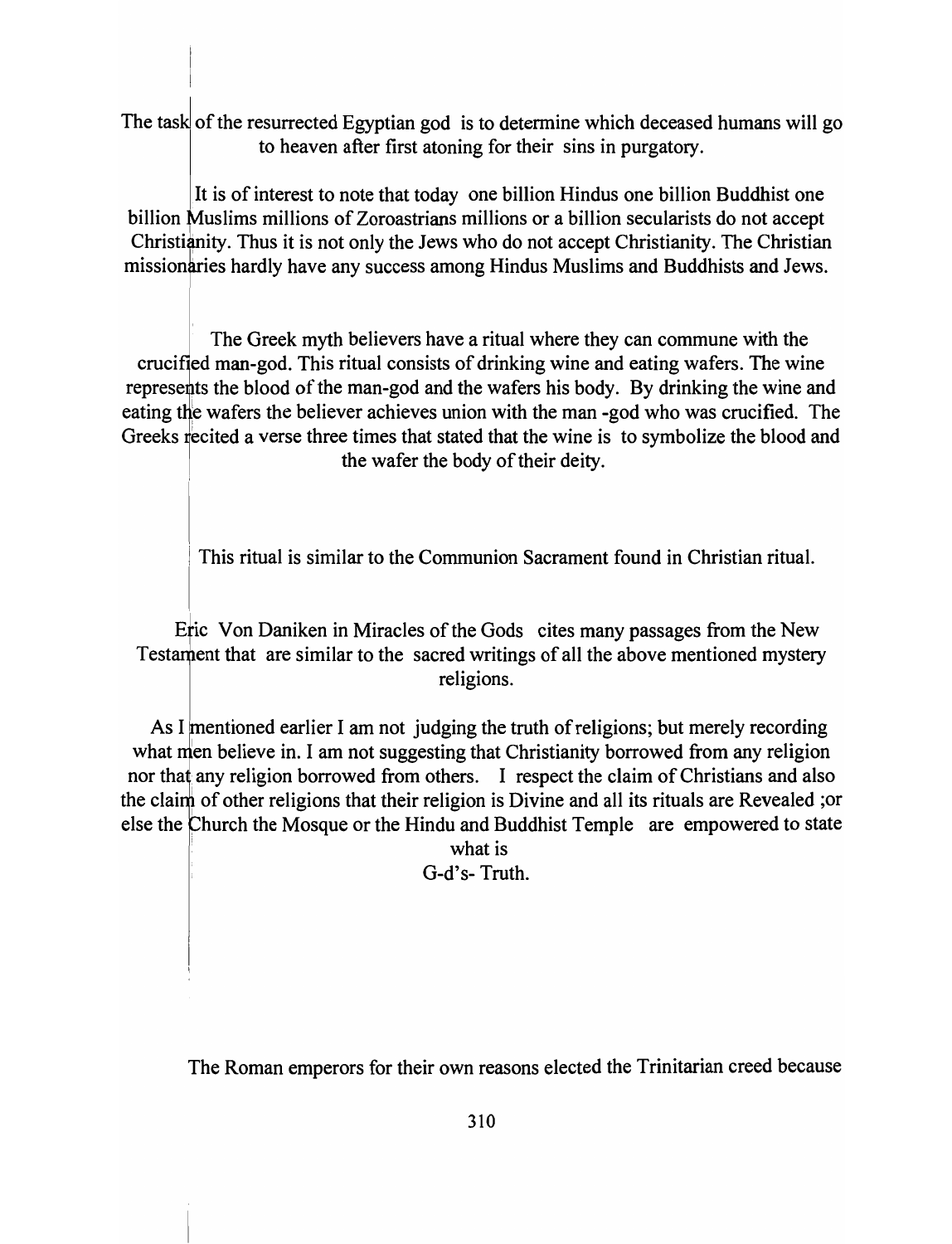The task of the resurrected Egyptian god is to determine which deceased humans will go to heaven after first atoning for their sins in purgatory.

It is of interest to note that today one billion Hindus one billion Buddhist one billion Muslims millions of Zoroastrians millions or a billion secularists do not accept Christianity. Thus it is not only the Jews who do not accept Christianity. The Christian missionaries hardly have any success among Hindus Muslims and Buddhists and Jews.

The Greek myth believers have a ritual where they can commune with the crucified man-god. This ritual consists of drinking wine and eating wafers. The wine represents the blood of the man-god and the wafers his body. By drinking the wine and eating the wafers the believer achieves union with the man -god who was crucified. The Greeks recited a verse three times that stated that the wine is to symbolize the blood and the wafer the body of their deity.

This ritual is similar to the Communion Sacrament found in Christian ritual.

Eric Von Daniken in Miracles of the Gods cites many passages from the New Testament that are similar to the sacred writings of all the above mentioned mystery religions.

As I mentioned earlier I am not judging the truth of religions; but merely recording what men believe in. I am not suggesting that Christianity borrowed from any religion nor that any religion borrowed from others. I respect the claim of Christians and also the claim of other religions that their religion is Divine and all its rituals are Revealed ;or else the Church the Mosque or the Hindu and Buddhist Temple are empowered to state what is G-d's- Truth.

The Roman emperors for their own reasons elected the Trinitarian creed because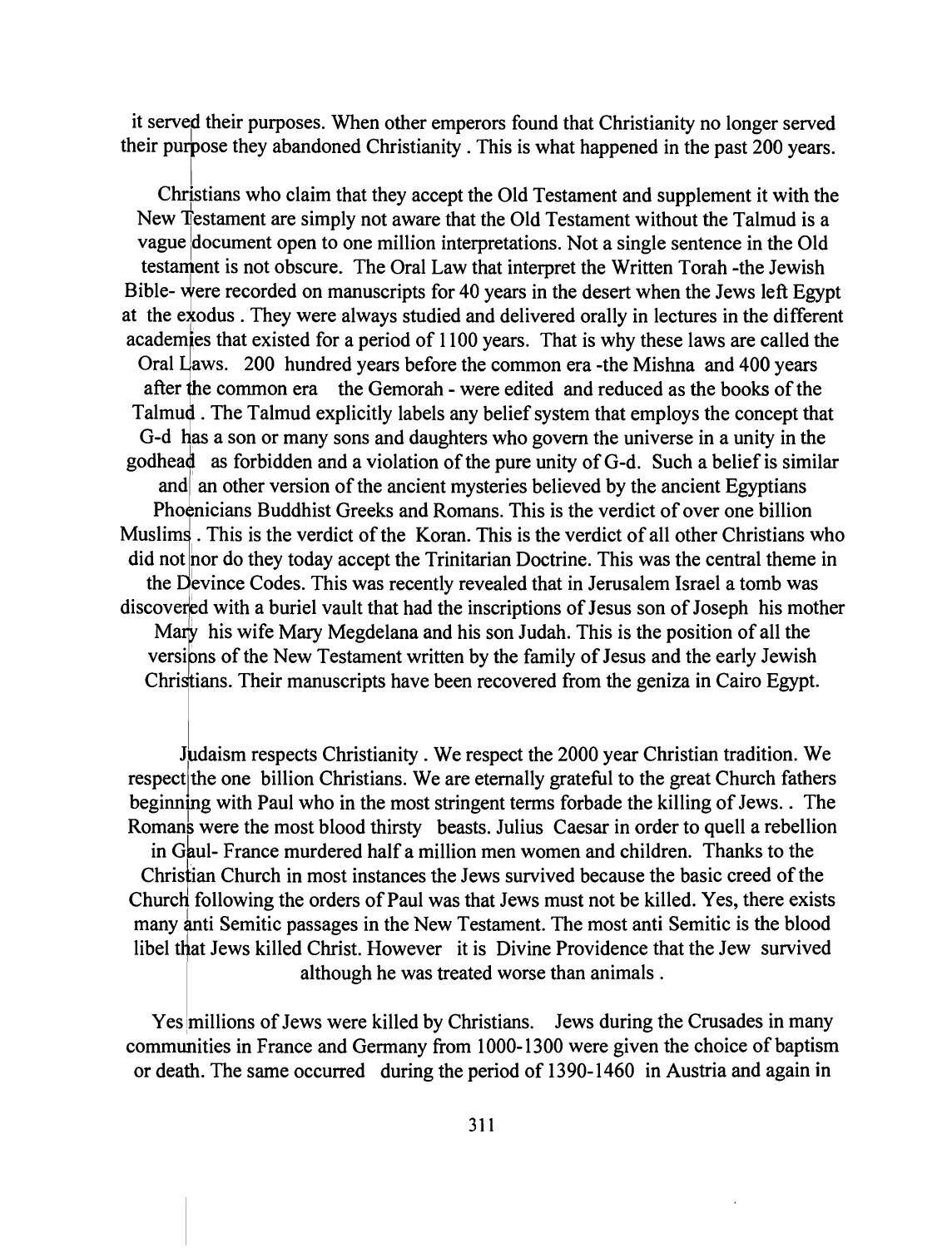it served their purposes. When other emperors found that Christianity no longer served their purpose they abandoned Christianity . This is what happened in the past 200 years.

Christians who claim that they accept the Old Testament and supplement it with the New Testament are simply not aware that the Old Testament without the Talmud is a vague document open to one million interpretations. Not a single sentence in the Old testament is not obscure. The Oral Law that interpret the Written Torah -the Jewish Bible- were recorded on manuscripts for 40 years in the desert when the Jews left Egypt at the exodus . They were always studied and delivered orally in lectures in the different academies that existed for a period of 1100 years. That is why these laws are called the Oral Laws. 200 hundred years before the common era -the Mishna and 400 years after the common era the Gemorah - were edited and reduced as the books of the Talmud . The Talmud explicitly labels any belief system that employs the concept that G-d has a son or many sons and daughters who govern the universe in a unity in the godhead as forbidden and a violation of the pure unity of G-d. Such a belief is similar and an other version of the ancient mysteries believed by the ancient Egyptians Phoenicians Buddhist Greeks and Romans. This is the verdict of over one billion Muslims . This is the verdict of the Koran. This is the verdict of all other Christians who did not nor do they today accept the Trinitarian Doctrine. This was the central theme in the Devince Codes. This was recently revealed that in Jerusalem Israel a tomb was discovered with a buriel vault that had the inscriptions of Jesus son of Joseph his mother Mary his wife Mary Megdelana and his son Judah. This is the position of all the versions of the New Testament written by the family of Jesus and the early Jewish Christians. Their manuscripts have been recovered from the geniza in Cairo Egypt.

Judaism respects Christianity . We respect the 2000 year Christian tradition. We respect the one billion Christians. We are eternally grateful to the great Church fathers beginning with Paul who in the most stringent terms forbade the killing of Jews. . The Romans were the most blood thirsty beasts. Julius Caesar in order to quell a rebellion in Gaul- France murdered half a million men women and children. Thanks to the Christian Church in most instances the Jews survived because the basic creed of the Church following the orders of Paul was that Jews must not be killed. Yes, there exists many anti Semitic passages in the New Testament. The most anti Semitic is the blood libel that Jews killed Christ. However it is Divine Providence that the Jew survived although he was treated worse than animals .

Yes millions of Jews were killed by Christians. Jews during the Crusades in many communities in France and Germany from 1000-1300 were given the choice of baptism or death. The same occurred during the period of 1390-1460 in Austria and again in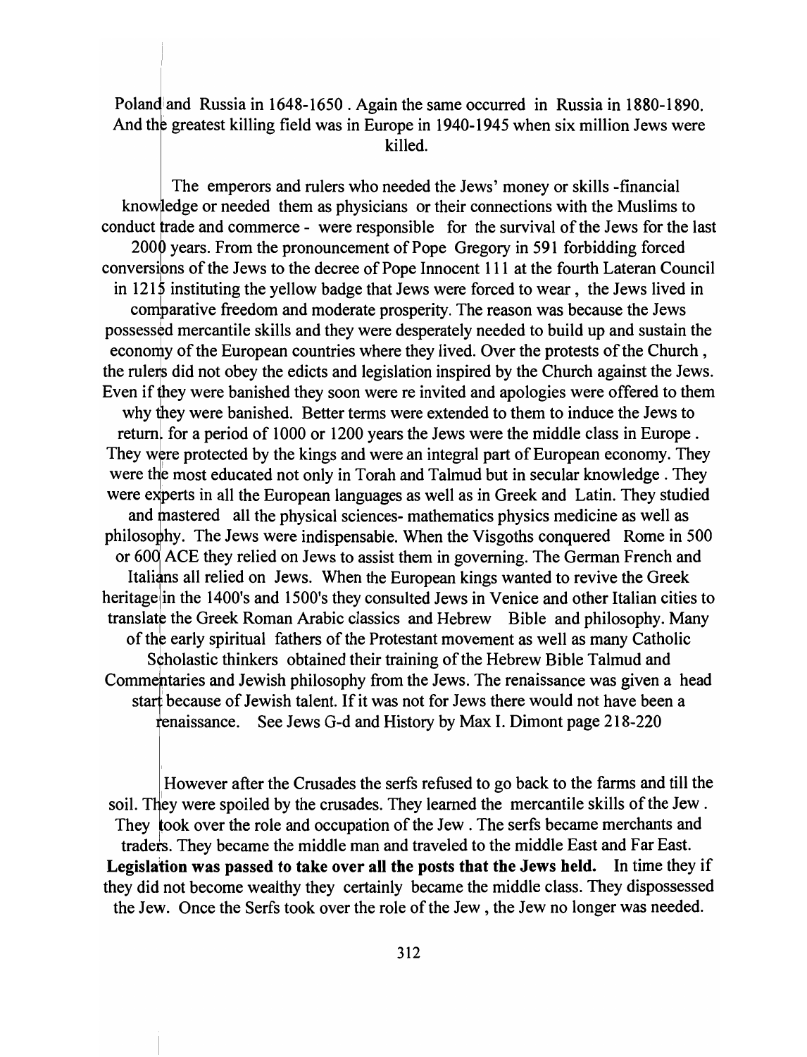Poland and Russia in 1648-1650 . Again the same occurred in Russia in 1880-1890. And the greatest killing field was in Europe in 1940-1945 when six million Jews were killed.

The emperors and rulers who needed the Jews' money or skills -financial knowledge or needed them as physicians or their connections with the Muslims to conduct trade and commerce - were responsible for the survival of the Jews for the last 2000 years. From the pronouncement of Pope Gregory in 591 forbidding forced conversions of the Jews to the decree of Pope Innocent 111 at the fourth Lateran Council in 1215 instituting the yellow badge that Jews were forced to wear , the Jews lived in comparative freedom and moderate prosperity. The reason was because the Jews possessed mercantile skills and they were desperately needed to build up and sustain the economy of the European countries where they lived. Over the protests of the Church , the rulers did not obey the edicts and legislation inspired by the Church against the Jews. Even if they were banished they soon were re invited and apologies were offered to them why they were banished. Better terms were extended to them to induce the Jews to return. for a period of 1000 or 1200 years the Jews were the middle class in Europe . They were protected by the kings and were an integral part of European economy. They were the most educated not only in Torah and Talmud but in secular knowledge . They were experts in all the European languages as well as in Greek and Latin. They studied and mastered all the physical sciences- mathematics physics medicine as well as philosophy. The Jews were indispensable. When the Visgoths conquered Rome in 500 or 600 ACE they relied on Jews to assist them in governing. The German French and Italians all relied on Jews. When the European kings wanted to revive the Greek heritage in the 1400's and 1500's they consulted Jews in Venice and other Italian cities to translate the Greek Roman Arabic classics and Hebrew Bible and philosophy. Many of the early spiritual fathers of the Protestant movement as well as many Catholic Scholastic thinkers obtained their training of the Hebrew Bible Talmud and Commentaries and Jewish philosophy from the Jews. The renaissance was given a head start because of Jewish talent. If it was not for Jews there would not have been a renaissance. See Jews G-d and History by Max I. Dimont page 218-220

However after the Crusades the serfs refused to go back to the farms and till the soil. They were spoiled by the crusades. They learned the mercantile skills of the Jew . They took over the role and occupation of the Jew . The serfs became merchants and traders. They became the middle man and traveled to the middle East and Far East. **Legislation was passed to take over all the posts that the Jews held.** In time they if they did not become wealthy they certainly became the middle class. They dispossessed the Jew. Once the Serfs took over the role of the Jew , the Jew no longer was needed.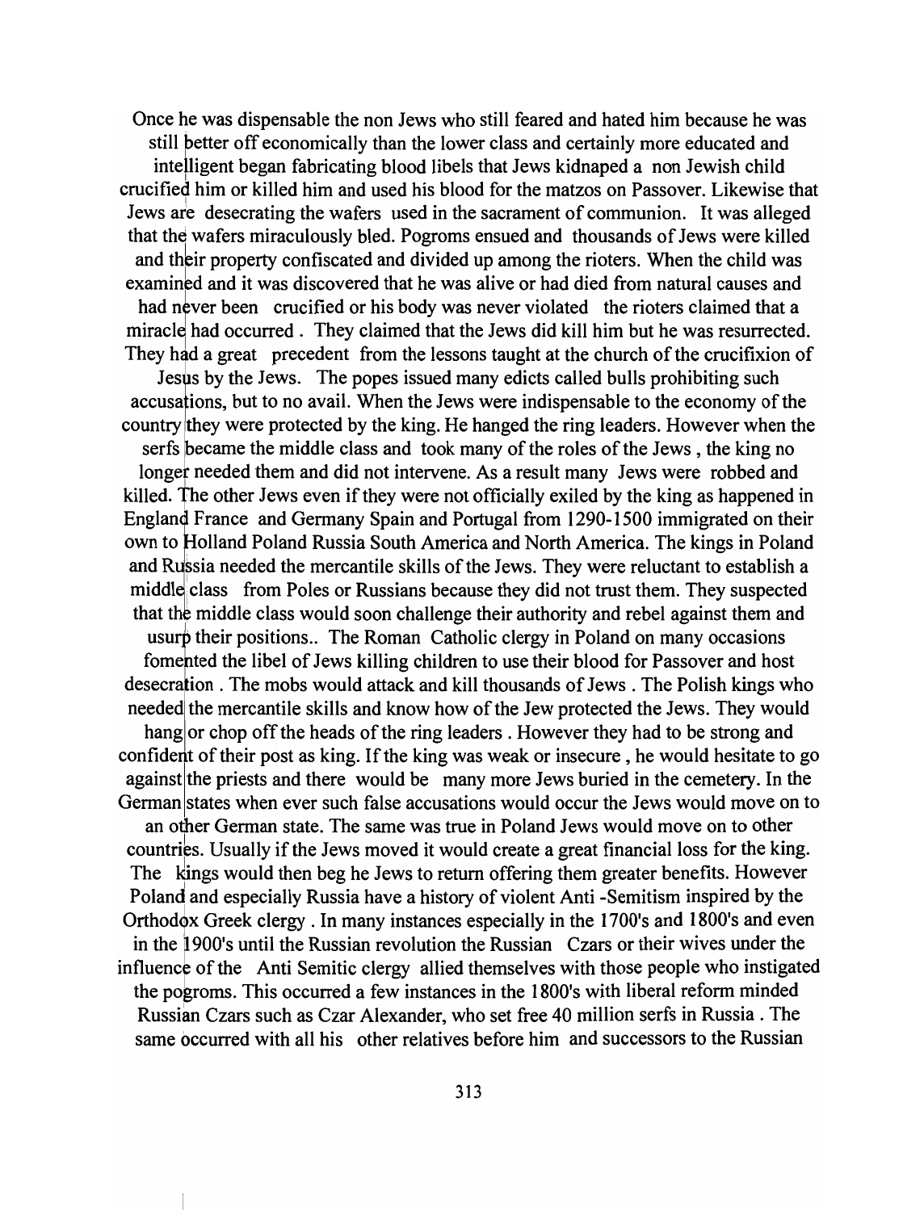Once he was dispensable the non Jews who still feared and hated him because he was still better off economically than the lower class and certainly more educated and intelligent began fabricating blood libels that Jews kidnaped a non Jewish child crucified him or killed him and used his blood for the matzos on Passover. Likewise that Jews are desecrating the wafers used in the sacrament of communion. It was alleged that the wafers miraculously bled. Pogroms ensued and thousands of Jews were killed and their property confiscated and divided up among the rioters. When the child was examined and it was discovered that he was alive or had died from natural causes and had never been crucified or his body was never violated the rioters claimed that a miracle had occurred . They claimed that the Jews did kill him but he was resurrected. They had a great precedent from the lessons taught at the church of the crucifixion of Jesus by the Jews. The popes issued many edicts called bulls prohibiting such accusations, but to no avail. When the Jews were indispensable to the economy of the country they were protected by the king. He hanged the ring leaders. However when the serfs became the middle class and took many of the roles of the Jews , the king no longer needed them and did not intervene. As a result many Jews were robbed and killed. The other Jews even if they were not officially exiled by the king as happened in England France and Germany Spain and Portugal from 1290-1500 immigrated on their own to Holland Poland Russia South America and North America. The kings in Poland and Russia needed the mercantile skills of the Jews. They were reluctant to establish a middle class from Poles or Russians because they did not trust them. They suspected that the middle class would soon challenge their authority and rebel against them and usurp their positions.. The Roman Catholic clergy in Poland on many occasions fomented the libel of Jews killing children to use their blood for Passover and host desecration . The mobs would attack and kill thousands of Jews . The Polish kings who needed the mercantile skills and know how of the Jew protected the Jews. They would hang or chop off the heads of the ring leaders . However they had to be strong and confident of their post as king. If the king was weak or insecure , he would hesitate to go against the priests and there would be many more Jews buried in the cemetery. In the German states when ever such false accusations would occur the Jews would move on to an other German state. The same was true in Poland Jews would move on to other countries. Usually if the Jews moved it would create a great financial loss for the king. The kings would then beg he Jews to return offering them greater benefits. However Poland and especially Russia have a history of violent Anti -Semitism inspired by the Orthodox Greek clergy . In many instances especially in the 1700's and 1800's and even in the 1900's until the Russian revolution the Russian Czars or their wives under the influence of the Anti Semitic clergy allied themselves with those people who instigated the pogroms. This occurred a few instances in the 1800's with liberal reform minded Russian Czars such as Czar Alexander, who set free 40 million serfs in Russia . The same occurred with all his other relatives before him and successors to the Russian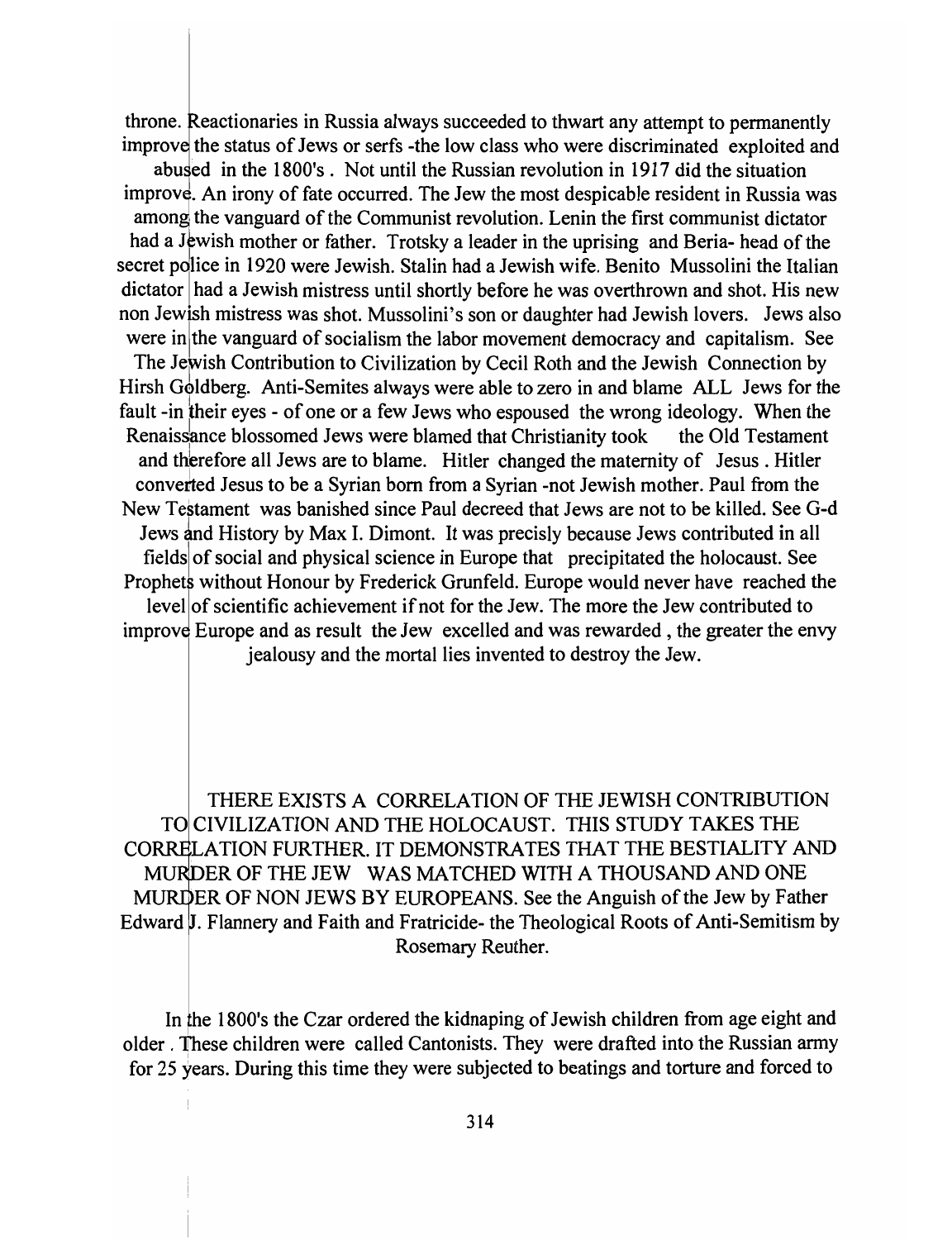throne. Reactionaries in Russia always succeeded to thwart any attempt to permanently improve the status of Jews or serfs -the low class who were discriminated exploited and abused in the 1800's . Not until the Russian revolution in 1917 did the situation improve. An irony of fate occurred. The Jew the most despicable resident in Russia was among the vanguard of the Communist revolution. Lenin the first communist dictator had a Jewish mother or father. Trotsky a leader in the uprising and Beria- head of the secret police in 1920 were Jewish. Stalin had a Jewish wife. Benito Mussolini the Italian dictator had a Jewish mistress until shortly before he was overthrown and shot. His new non Jewish mistress was shot. Mussolini's son or daughter had Jewish lovers. Jews also were in the vanguard of socialism the labor movement democracy and capitalism. See The Jewish Contribution to Civilization by Cecil Roth and the Jewish Connection by Hirsh Goldberg. Anti-Semites always were able to zero in and blame ALL Jews for the fault -in their eyes - of one or a few Jews who espoused the wrong ideology. When the Renaissance blossomed Jews were blamed that Christianity took the Old Testament and therefore all Jews are to blame. Hitler changed the maternity of Jesus . Hitler converted Jesus to be a Syrian born from a Syrian -not Jewish mother. Paul from the New Testament was banished since Paul decreed that Jews are not to be killed. See G-d Jews and History by Max I. Dimont. It was precisely because Jews contributed in all fields of social and physical science in Europe that precipitated the holocaust. See Prophets without Honour by Frederick Grunfeld. Europe would never have reached the level of scientific achievement if not for the Jew. The more the Jew contributed to improve Europe and as result the Jew excelled and was rewarded , the greater the envy jealousy and the mortal lies invented to destroy the Jew.

THERE EXISTS A CORRELATION OF THE JEWISH CONTRIBUTION TO CIVILIZATION AND THE HOLOCAUST. THIS STUDY TAKES THE CORRELATION FURTHER. IT DEMONSTRATES THAT THE BESTIALITY AND MURDER OF THE JEW WAS MATCHED WITH A THOUSAND AND ONE MURDER OF NON JEWS BY EUROPEANS. See the Anguish of the Jew by Father Edward J. Flannery and Faith and Fratricide- the Theological Roots of Anti-Semitism by Rosemary Reuther.

In the 1800's the Czar ordered the kidnaping of Jewish children from age eight and older . These children were called Cantonists. They were drafted into the Russian army for 25 years. During this time they were subjected to beatings and torture and forced to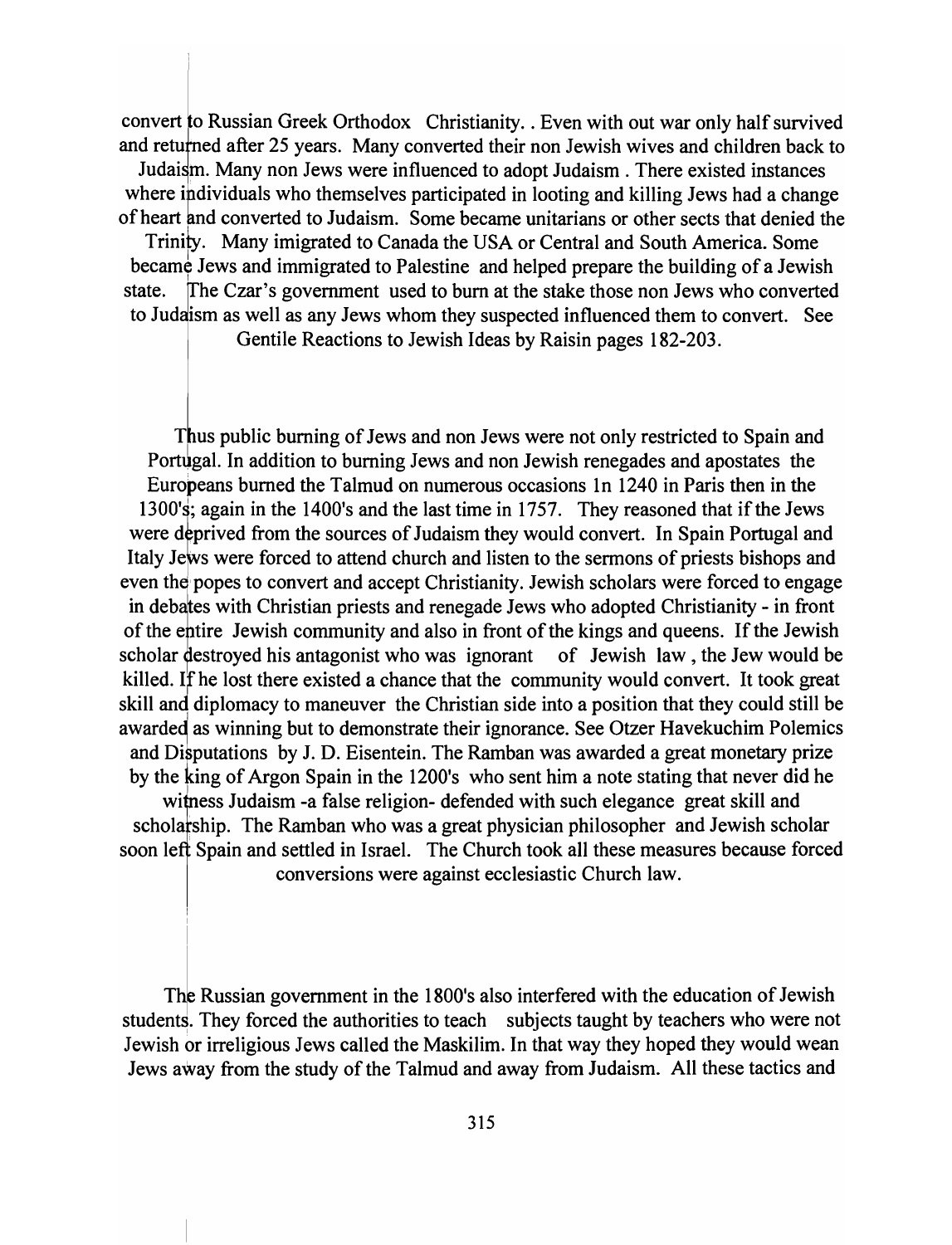convert to Russian Greek Orthodox Christianity. . Even with out war only half survived and returned after 25 years. Many converted their non Jewish wives and children back to Judaism. Many non Jews were influenced to adopt Judaism . There existed instances where individuals who themselves participated in looting and killing Jews had a change of heart and converted to Judaism. Some became unitarians or other sects that denied the Trinity. Many imigrated to Canada the USA or Central and South America. Some became Jews and immigrated to Palestine and helped prepare the building of a Jewish state. The Czar's government used to burn at the stake those non Jews who converted to Judaism as well as any Jews whom they suspected influenced them to convert. See Gentile Reactions to Jewish Ideas by Raisin pages 182-203.

Thus public burning of Jews and non Jews were not only restricted to Spain and Portugal. In addition to burning Jews and non Jewish renegades and apostates the Europeans burned the Talmud on numerous occasions 1n 1240 in Paris then in the 1300's; again in the 1400's and the last time in 1757. They reasoned that if the Jews were deprived from the sources of Judaism they would convert. In Spain Portugal and Italy Jews were forced to attend church and listen to the sermons of priests bishops and even the popes to convert and accept Christianity. Jewish scholars were forced to engage in debates with Christian priests and renegade Jews who adopted Christianity - in front of the entire Jewish community and also in front of the kings and queens. If the Jewish scholar destroyed his antagonist who was ignorant of Jewish law , the Jew would be killed. If he lost there existed a chance that the community would convert. It took great skill and diplomacy to maneuver the Christian side into a position that they could still be awarded as winning but to demonstrate their ignorance. See Otzer Havekuchim Polemics and Disputations by J. D. Eisentein. The Ramban was awarded a great monetary prize by the king of Argon Spain in the 1200's who sent him a note stating that never did he witness Judaism -a false religion- defended with such elegance great skill and scholarship. The Ramban who was a great physician philosopher and Jewish scholar soon left Spain and settled in Israel. The Church took all these measures because forced conversions were against ecclesiastic Church law.

The Russian government in the 1800's also interfered with the education of Jewish students. They forced the authorities to teach subjects taught by teachers who were not Jewish or irreligious Jews called the Maskilim. In that way they hoped they would wean Jews away from the study of the Talmud and away from Judaism. All these tactics and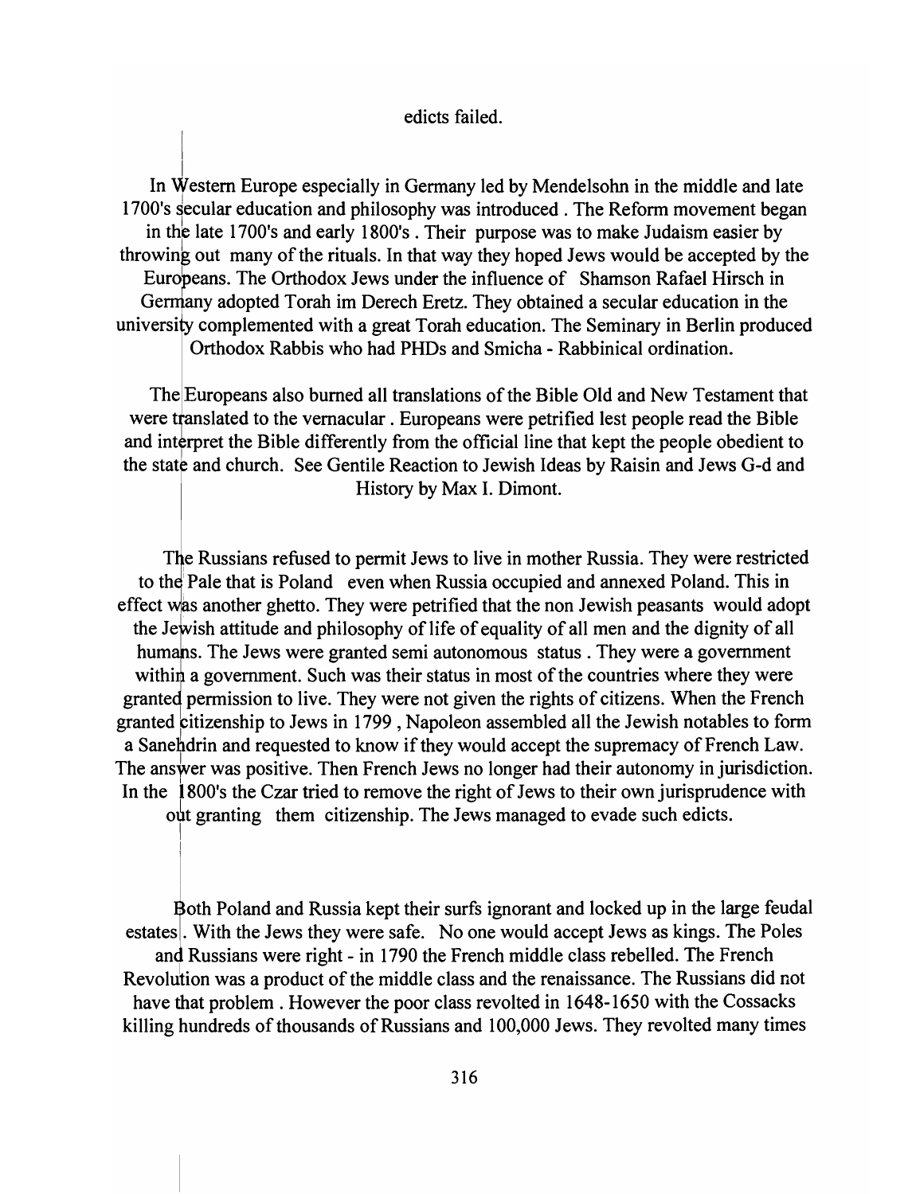edicts failed.

In Western Europe especially in Germany led by Mendelsohn in the middle and late 1700's secular education and philosophy was introduced . The Reform movement began in the late 1700's and early 1800's . Their purpose was to make Judaism easier by throwing out many of the rituals. In that way they hoped Jews would be accepted by the Europeans. The Orthodox Jews under the influence of Shamson Rafael Hirsch in Germany adopted Torah im Derech Eretz. They obtained a secular education in the university complemented with a great Torah education. The Seminary in Berlin produced Orthodox Rabbis who had PHDs and Smicha - Rabbinical ordination.

The Europeans also burned all translations of the Bible Old and New Testament that were translated to the vernacular . Europeans were petrified lest people read the Bible and interpret the Bible differently from the official line that kept the people obedient to the state and church. See Gentile Reaction to Jewish Ideas by Raisin and Jews G-d and History by Max I. Dimont.

The Russians refused to permit Jews to live in mother Russia. They were restricted to the Pale that is Poland even when Russia occupied and annexed Poland. This in effect was another ghetto. They were petrified that the non Jewish peasants would adopt the Jewish attitude and philosophy of life of equality of all men and the dignity of all humans. The Jews were granted semi autonomous status . They were a government within a government. Such was their status in most of the countries where they were granted permission to live. They were not given the rights of citizens. When the French granted citizenship to Jews in 1799 , Napoleon assembled all the Jewish notables to form a Sanehdrin and requested to know if they would accept the supremacy of French Law. The answer was positive. Then French Jews no longer had their autonomy in jurisdiction. In the 1800's the Czar tried to remove the right of Jews to their own jurisprudence with out granting them citizenship. The Jews managed to evade such edicts.

Both Poland and Russia kept their surfs ignorant and locked up in the large feudal estates . With the Jews they were safe. No one would accept Jews as kings. The Poles and Russians were right - in 1790 the French middle class rebelled. The French Revolution was a product of the middle class and the renaissance. The Russians did not have that problem . However the poor class revolted in 1648-1650 with the Cossacks killing hundreds of thousands of Russians and 100,000 Jews. They revolted many times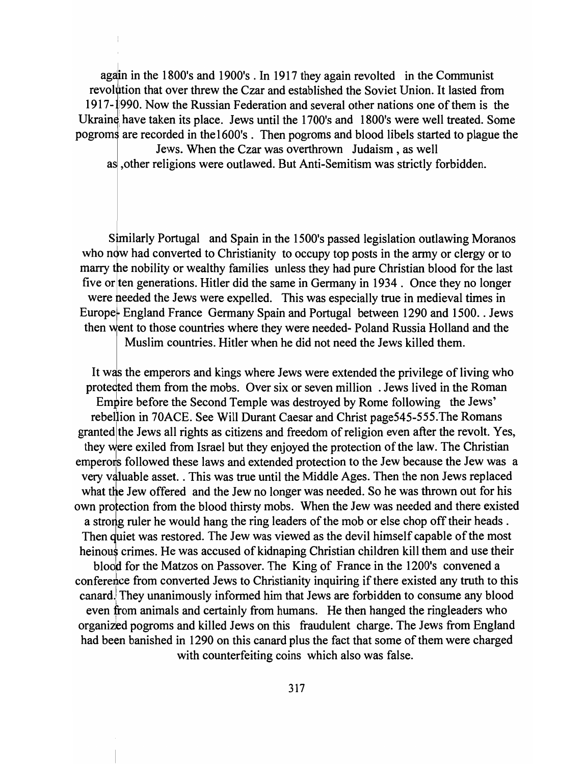again in the 1800's and 1900's . In 1917 they again revolted in the Communist revolution that over threw the Czar and established the Soviet Union. It lasted from 1917-1990. Now the Russian Federation and several other nations one of them is the Ukraine have taken its place. Jews until the 1700's and 1800's were well treated. Some pogroms are recorded in the1600's . Then pogroms and blood libels started to plague the Jews. When the Czar was overthrown Judaism , as well as ,other religions were outlawed. But Anti-Semitism was strictly forbidden.

Similarly Portugal and Spain in the 1500's passed legislation outlawing Moranos who now had converted to Christianity to occupy top posts in the army or clergy or to marry the nobility or wealthy families unless they had pure Christian blood for the last five or ten generations. Hitler did the same in Germany in 1934 . Once they no longer were needed the Jews were expelled. This was especially true in medieval times in Europe- England France Germany Spain and Portugal between 1290 and 1500. . Jews then went to those countries where they were needed- Poland Russia Holland and the Muslim countries. Hitler when he did not need the Jews killed them.

It was the emperors and kings where Jews were extended the privilege of living who protected them from the mobs. Over six or seven million . Jews lived in the Roman Empire before the Second Temple was destroyed by Rome following the Jews' rebellion in 70ACE. See Will Durant Caesar and Christ page545-555.The Romans granted the Jews all rights as citizens and freedom of religion even after the revolt. Yes, they were exiled from Israel but they enjoyed the protection of the law. The Christian emperors followed these laws and extended protection to the Jew because the Jew was a very valuable asset. . This was true until the Middle Ages. Then the non Jews replaced what the Jew offered and the Jew no longer was needed. So he was thrown out for his own protection from the blood thirsty mobs. When the Jew was needed and there existed a strong ruler he would hang the ring leaders of the mob or else chop off their heads . Then quiet was restored. The Jew was viewed as the devil himself capable of the most heinous crimes. He was accused of kidnaping Christian children kill them and use their blood for the Matzos on Passover. The King of France in the 1200's convened a conference from converted Jews to Christianity inquiring if there existed any truth to this canard. They unanimously informed him that Jews are forbidden to consume any blood even from animals and certainly from humans. He then hanged the ringleaders who organized pogroms and killed Jews on this fraudulent charge. The Jews from England had been banished in 1290 on this canard plus the fact that some of them were charged with counterfeiting coins which also was false.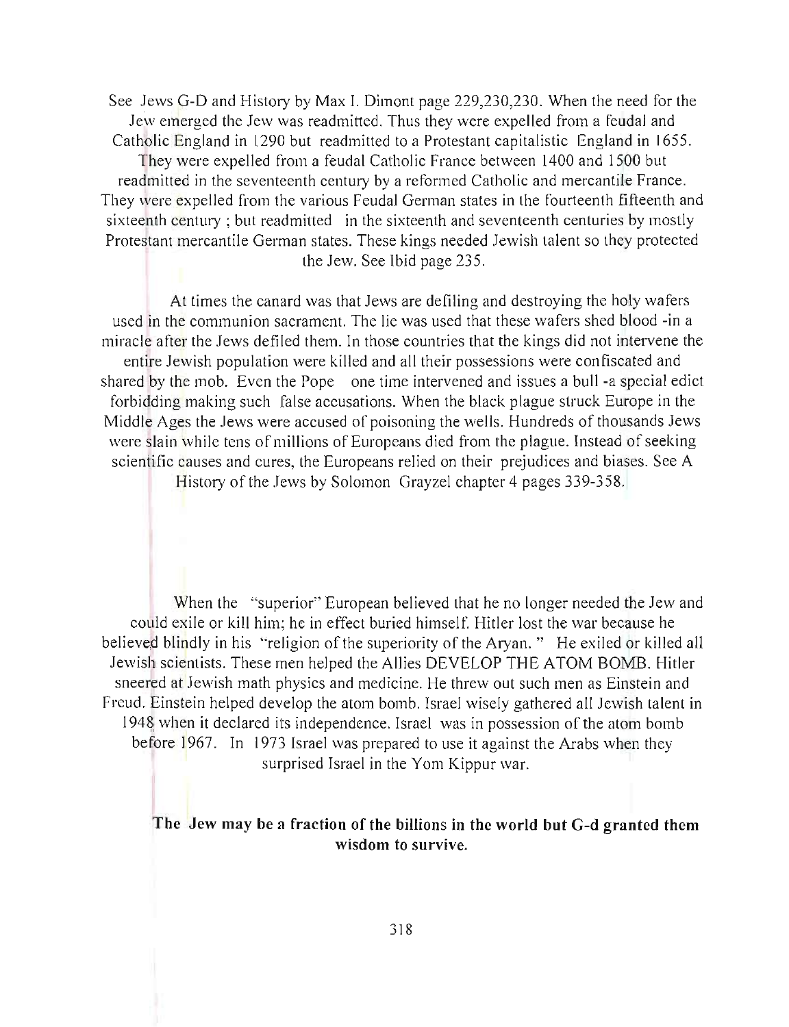See Jews G-D and History by Max I. Dimont page 229,230,230. When the need for the Jew emerged the Jew was readmitted. Thus they were expelled from a feudal and Catholic England in 1290 but readmitted to a Protestant capitalistic England in 1655. They were expelled from a feudal Catholic France between 1400 and 1500 but readmitted in the seventeenth century by a reformed Catholic and mercantile France. They were expelled from the various Feudal German states in the fourteenth fifteenth and sixteenth century ; but readmitted in the sixteenth and seventeenth centuries by mostly Protestant mercantile German states. These kings needed Jewish talent so they protected the Jew. See Ibid page 235.

At times the canard was that Jews are defiling and destroying the holy wafers used in the communion sacrament. The lie was used that these wafers shed blood -in a miracle after the Jews defiled them. In those countries that the kings did not intervene the entire Jewish population were killed and all their possessions were confiscated and shared by the mob. Even the Pope one time intervened and issues a bull -a special edict forbidding making such false accusations. When the black plague struck Europe in the Middle Ages the Jews were accused of poisoning the wells. Hundreds of thousands Jews were slain while tens of millions of Europeans died from the plague. Instead of seeking scientific causes and cures, the Europeans relied on their prejudices and biases. See A History of the Jews by Solomon Grayzel chapter 4 pages 339-358.

When the "superior" European believed that he no longer needed the Jew and could exile or kill him; he in effect buried himself. Hitler lost the war because he believed blindly in his "religion of the superiority of the Aryan. " He exiled or killed all Jewish scientists. These men helped the Allies DEVELOP THE ATOM BOMB. Hitler sneered at Jewish math physics and medicine. He threw out such men as Einstein and Freud. Einstein helped develop the atom bomb. Israel wisely gathered all Jewish talent in 1948 when it declared its independence. Israel was in possession of the atom bomb before 1967. In 1973 Israel was prepared to use it against the Arabs when they surprised Israel in the Yom Kippur war.

**The Jew may be a fraction of the billions in the world but G-d granted them wisdom to survive.**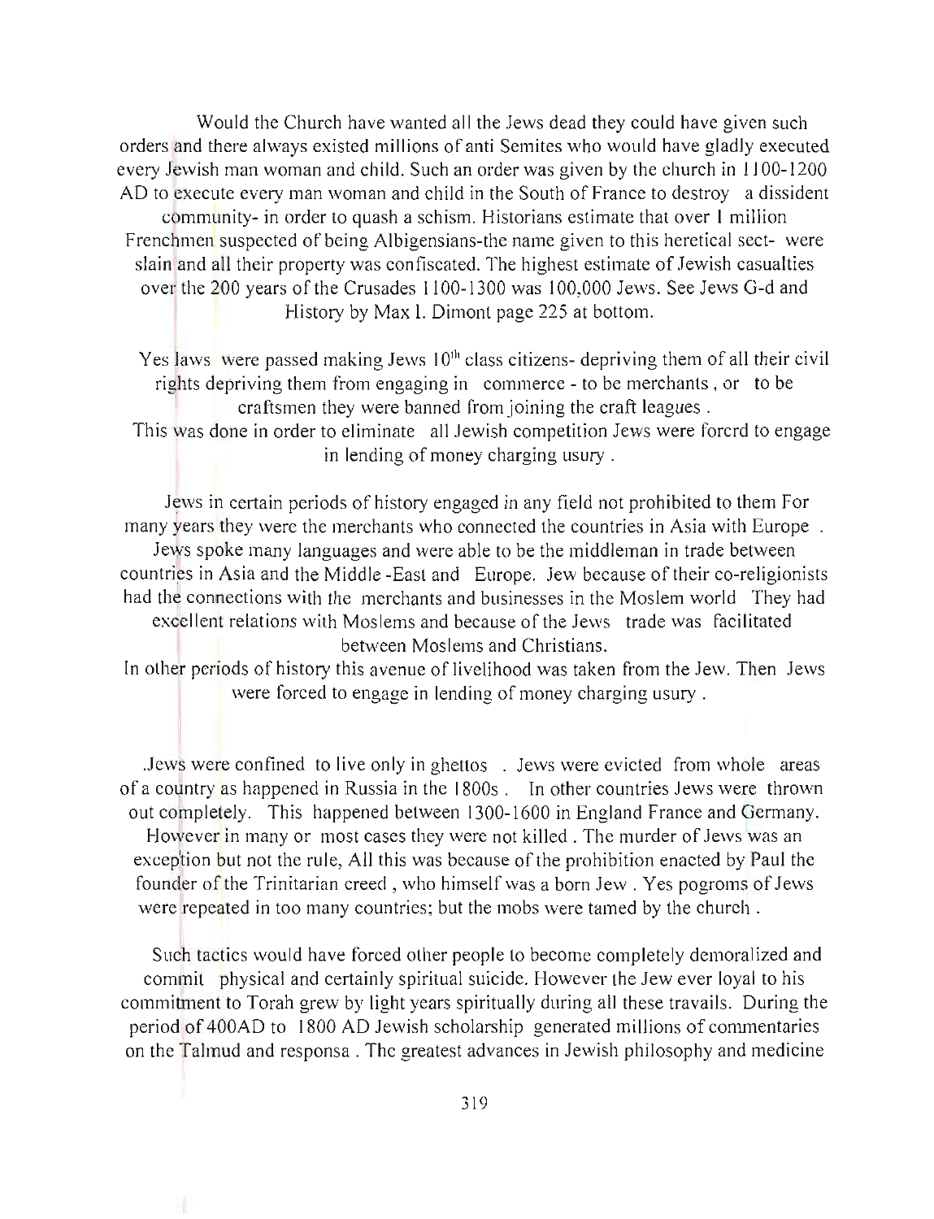Would the Church have wanted all the Jews dead they could have given such orders and there always existed millions of anti Semites who would have gladly executed every Jewish man woman and child. Such an order was given by the church in 1100-1200 AD to execute every man woman and child in the South of France to destroy a dissident community- in order to quash a schism. Historians estimate that over 1 million Frenchmen suspected of being Albigensians-the name given to this heretical sect- were slain and all their property was confiscated. The highest estimate of Jewish casualties over the 200 years of the Crusades 1100-1300 was 100,000 Jews. See Jews G-d and History by Max I. Dimont page 225 at bottom.

Yes laws were passed making Jews 10th class citizens- depriving them of all their civil rights depriving them from engaging in commerce - to be merchants , or to be craftsmen they were banned from joining the craft leagues .
This was done in order to eliminate all Jewish competition Jews were forcrd to engage in lending of money charging usury .

Jews in certain periods of history engaged in any field not prohibited to them For many years they were the merchants who connected the countries in Asia with Europe . Jews spoke many languages and were able to be the middleman in trade between countries in Asia and the Middle -East and Europe. Jew because of their co-religionists had the connections with the merchants and businesses in the Moslem world They had excellent relations with Moslems and because of the Jews trade was facilitated between Moslems and Christians.
In other periods of history this avenue of livelihood was taken from the Jew. Then Jews were forced to engage in lending of money charging usury .

.Jews were confined to live only in ghettos . Jews were evicted from whole areas of a country as happened in Russia in the 1800s . In other countries Jews were thrown out completely. This happened between 1300-1600 in England France and Germany. However in many or most cases they were not killed . The murder of Jews was an exception but not the rule, All this was because of the prohibition enacted by Paul the founder of the Trinitarian creed , who himself was a born Jew . Yes pogroms of Jews were repeated in too many countries; but the mobs were tamed by the church .

Such tactics would have forced other people to become completely demoralized and commit physical and certainly spiritual suicide. However the Jew ever loyal to his commitment to Torah grew by light years spiritually during all these travails. During the period of 400AD to 1800 AD Jewish scholarship generated millions of commentaries on the Talmud and responsa . The greatest advances in Jewish philosophy and medicine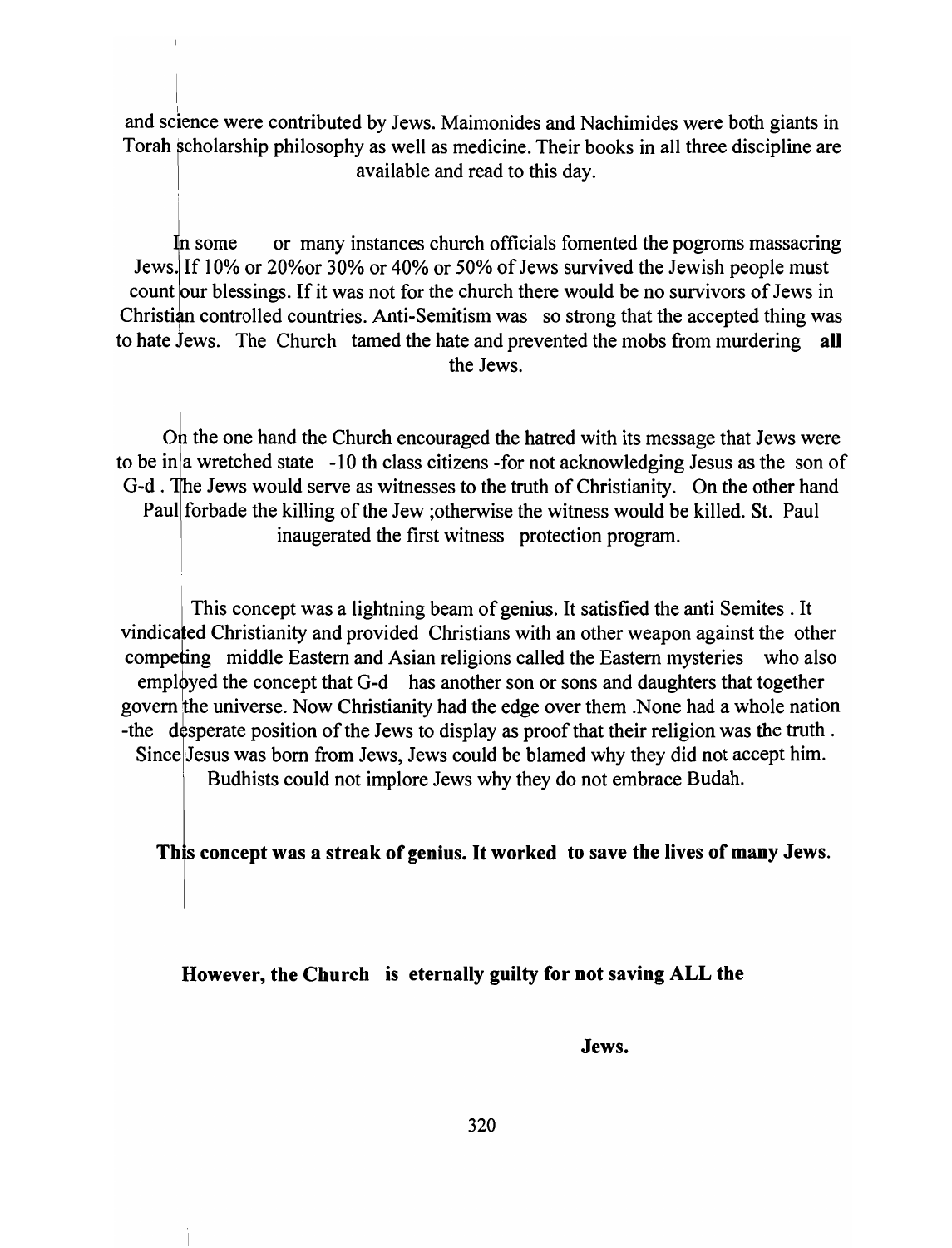and science were contributed by Jews. Maimonides and Nachimides were both giants in Torah scholarship philosophy as well as medicine. Their books in all three discipline are available and read to this day.

In some or many instances church officials fomented the pogroms massacring Jews. If 10% or 20%or 30% or 40% or 50% of Jews survived the Jewish people must count our blessings. If it was not for the church there would be no survivors of Jews in Christian controlled countries. Anti-Semitism was so strong that the accepted thing was to hate Jews. The Church tamed the hate and prevented the mobs from murdering **all** the Jews.

On the one hand the Church encouraged the hatred with its message that Jews were to be in a wretched state -10 th class citizens -for not acknowledging Jesus as the son of G-d . The Jews would serve as witnesses to the truth of Christianity. On the other hand Paul forbade the killing of the Jew ;otherwise the witness would be killed. St. Paul inaugerated the first witness protection program.

This concept was a lightning beam of genius. It satisfied the anti Semites . It vindicated Christianity and provided Christians with an other weapon against the other competing middle Eastern and Asian religions called the Eastern mysteries who also employed the concept that G-d has another son or sons and daughters that together govern the universe. Now Christianity had the edge over them .None had a whole nation -the desperate position of the Jews to display as proof that their religion was the truth . Since Jesus was born from Jews, Jews could be blamed why they did not accept him. Budhists could not implore Jews why they do not embrace Budah.

**This concept was a streak of genius. It worked to save the lives of many Jews.**

**However, the Church is eternally guilty for not saving ALL the Jews.**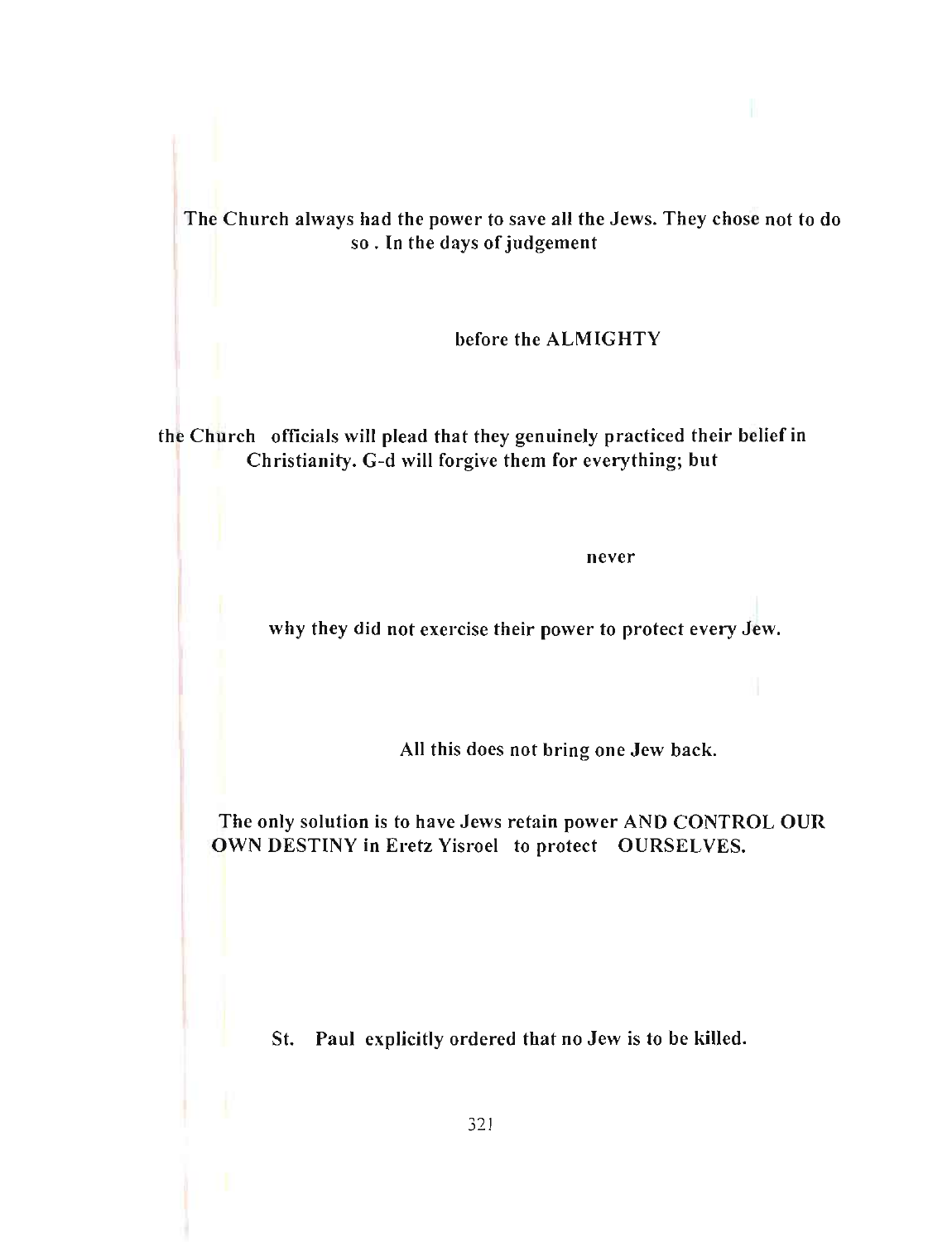**The Church always had the power to save all the Jews. They chose not to do so . In the days of judgement**

**before the ALMIGHTY**

**the Church officials will plead that they genuinely practiced their belief in Christianity. G-d will forgive them for everything; but**

**never**

**why they did not exercise their power to protect every Jew.**

**All this does not bring one Jew back.**

**The only solution is to have Jews retain power AND CONTROL OUR OWN DESTINY in Eretz Yisroel to protect OURSELVES.**

**St. Paul explicitly ordered that no Jew is to be killed.**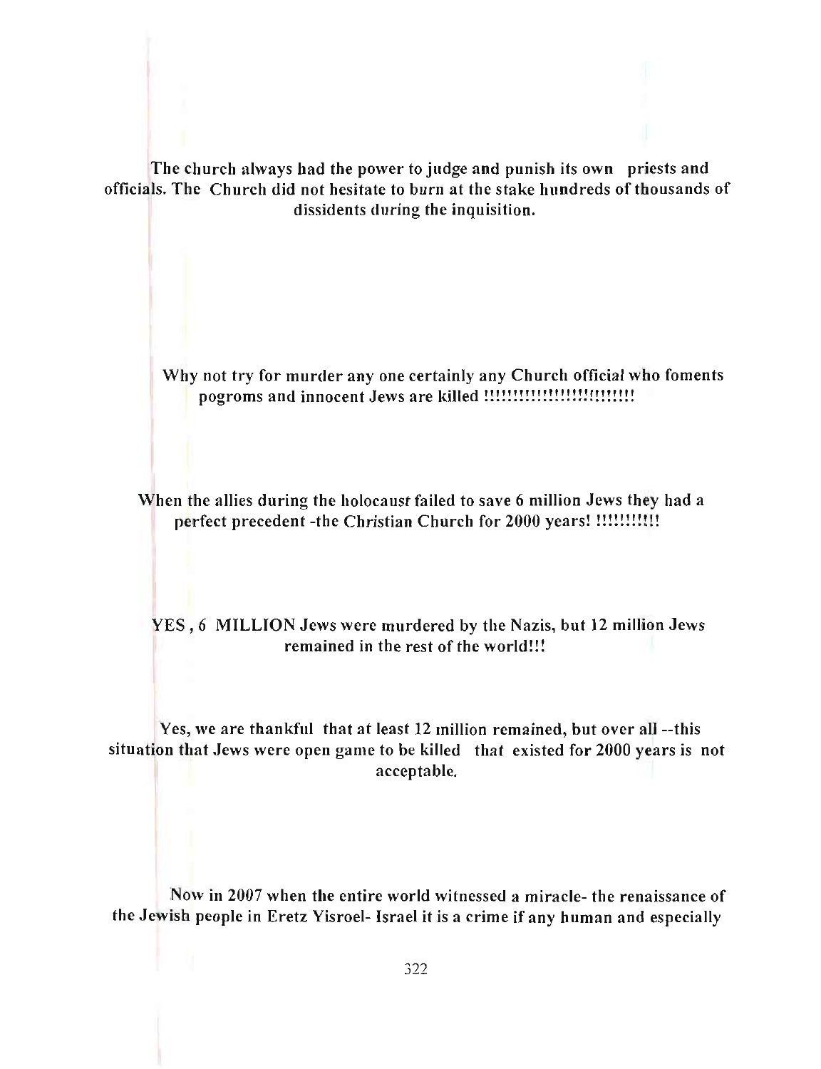The church always had the power to judge and punish its own priests and officials. The Church did not hesitate to burn at the stake hundreds of thousands of dissidents during the inquisition.

Why not try for murder any one certainly any Church official who foments pogroms and innocent Jews are killed !!!!!!!!!!!!!!!!!!!!!!!!!!

When the allies during the holocaust failed to save 6 million Jews they had a perfect precedent -the Christian Church for 2000 years! !!!!!!!!!!

YES , 6 MILLION Jews were murdered by the Nazis, but 12 million Jews remained in the rest of the world!!!

Yes, we are thankful that at least 12 million remained, but over all --this situation that Jews were open game to be killed that existed for 2000 years is not acceptable.

Now in 2007 when the entire world witnessed a miracle- the renaissance of the Jewish people in Eretz Yisroel- Israel it is a crime if any human and especially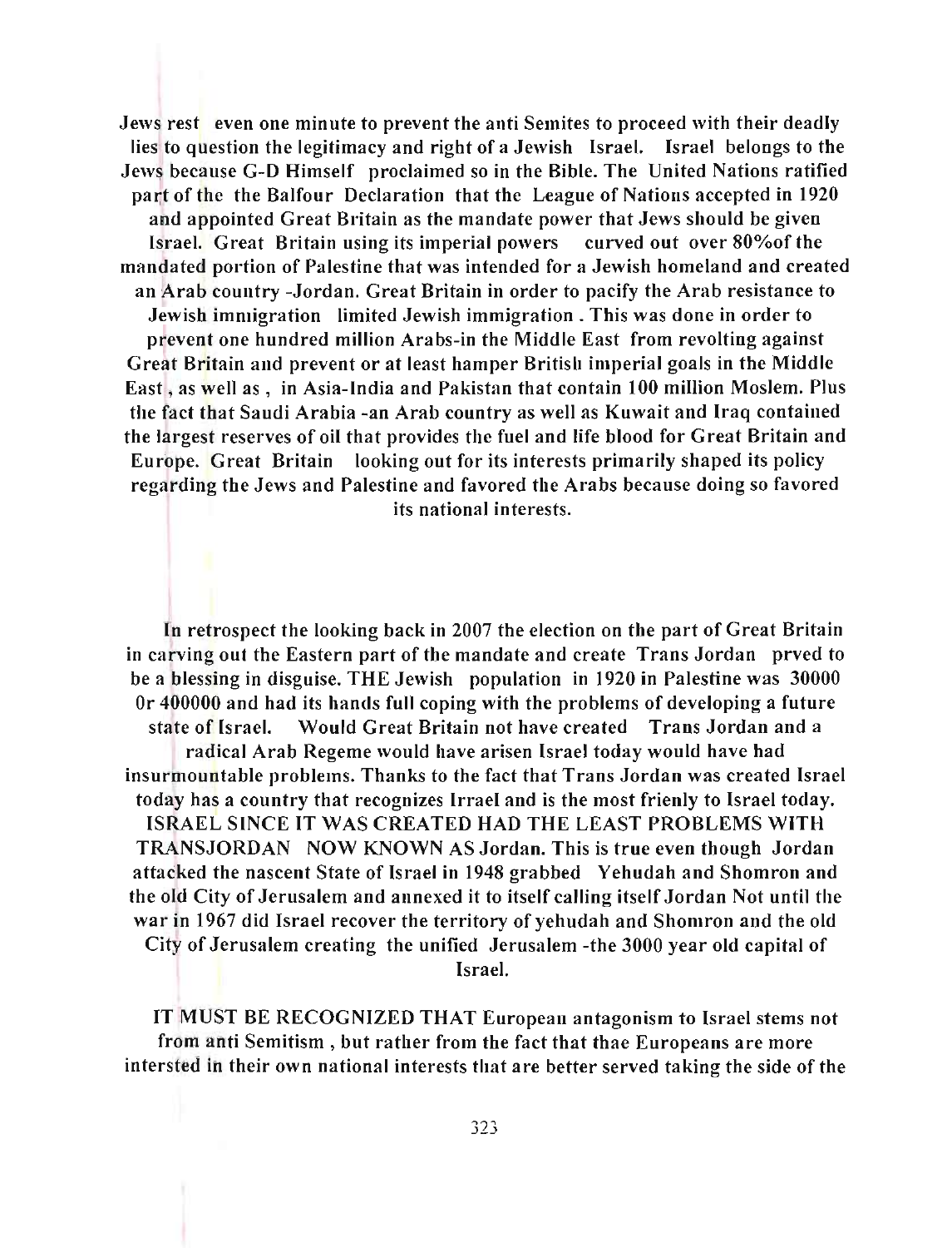Jews rest even one minute to prevent the anti Semites to proceed with their deadly lies to question the legitimacy and right of a Jewish Israel. Israel belongs to the Jews because G-D Himself proclaimed so in the Bible. The United Nations ratified part of the the Balfour Declaration that the League of Nations accepted in 1920 and appointed Great Britain as the mandate power that Jews should be given Israel. Great Britain using its imperial powers curved out over 80%of the mandated portion of Palestine that was intended for a Jewish homeland and created an Arab country -Jordan. Great Britain in order to pacify the Arab resistance to Jewish imniigration limited Jewish immigration . This was done in order to prevent one hundred million Arabs-in the Middle East from revolting against Great Britain and prevent or at least hamper British imperial goals in the Middle East , as well as , in Asia-India and Pakistan that contain 100 million Moslem. Plus the fact that Saudi Arabia -an Arab country as well as Kuwait and Iraq contained the largest reserves of oil that provides the fuel and life blood for Great Britain and Europe. Great Britain looking out for its interests primarily shaped its policy regarding the Jews and Palestine and favored the Arabs because doing so favored its national interests.

In retrospect the looking back in 2007 the election on the part of Great Britain in carving out the Eastern part of the mandate and create Trans Jordan prved to be a blessing in disguise. THE Jewish population in 1920 in Palestine was 30000 0r 400000 and had its hands full coping with the problems of developing a future state of Israel. Would Great Britain not have created Trans Jordan and a radical Arab Regeme would have arisen Israel today would have had insurmountable problems. Thanks to the fact that Trans Jordan was created Israel today has a country that recognizes Irrael and is the most frienly to Israel today. ISRAEL SINCE IT WAS CREATED HAD THE LEAST PROBLEMS WITH TRANSJORDAN NOW KNOWN AS Jordan. This is true even though Jordan attacked the nascent State of Israel in 1948 grabbed Yehudah and Shomron and the old City of Jerusalem and annexed it to itself calling itself Jordan Not until the war in 1967 did Israel recover the territory of yehudah and Shomron and the old City of Jerusalem creating the unified Jerusalem -the 3000 year old capital of Israel.

IT MUST BE RECOGNIZED THAT European antagonism to Israel stems not from anti Semitism , but rather from the fact that thae Europeans are more intersted in their own national interests that are better served taking the side of the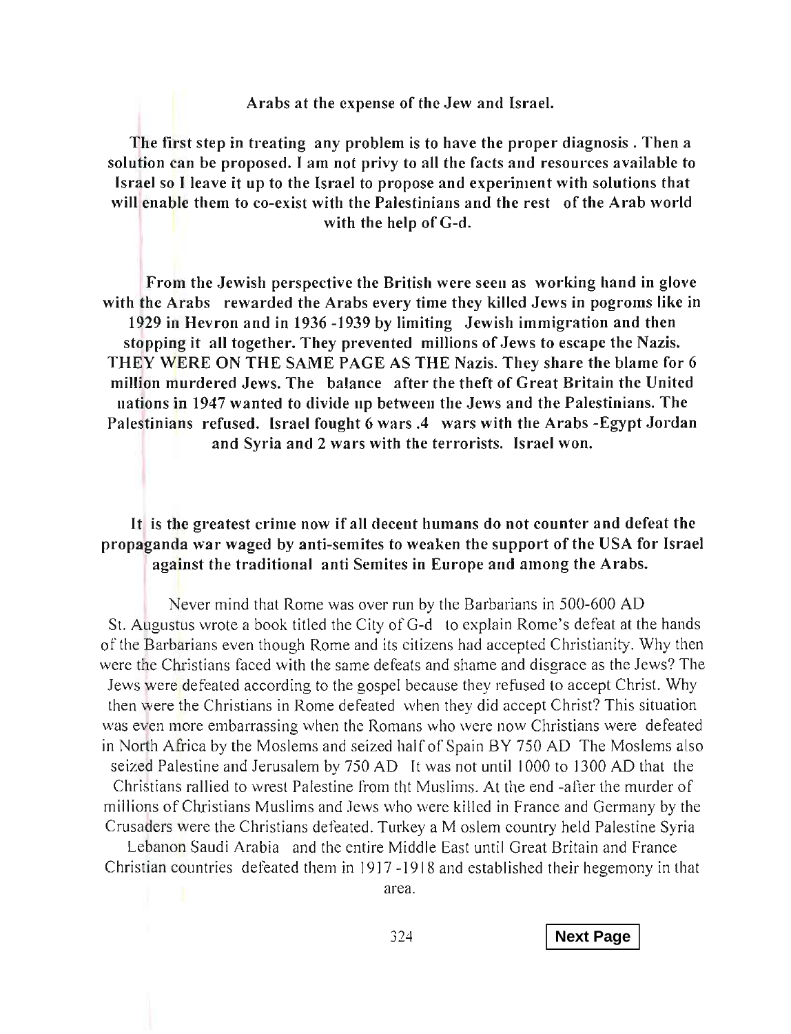**Arabs at the expense of the Jew and Israel.**

**The first step in treating any problem is to have the proper diagnosis . Then a solution can be proposed. I am not privy to all the facts and resources available to Israel so I leave it up to the Israel to propose and experiment with solutions that will enable them to co-exist with the Palestinians and the rest of the Arab world with the help of G-d.**

**From the Jewish perspective the British were seen as working hand in glove with the Arabs rewarded the Arabs every time they killed Jews in pogroms like in 1929 in Hevron and in 1936 -1939 by limiting Jewish immigration and then stopping it all together. They prevented millions of Jews to escape the Nazis. THEY WERE ON THE SAME PAGE AS THE Nazis. They share the blame for 6 million murdered Jews. The balance after the theft of Great Britain the United nations in 1947 wanted to divide up between the Jews and the Palestinians. The Palestinians refused. Israel fought 6 wars .4 wars with the Arabs -Egypt Jordan and Syria and 2 wars with the terrorists. Israel won.**

**It is the greatest crime now if all decent humans do not counter and defeat the propaganda war waged by anti-semites to weaken the support of the USA for Israel against the traditional anti Semites in Europe and among the Arabs.**

Never mind that Rome was over run by the Barbarians in 500-600 AD St. Augustus wrote a book titled the City of G-d to explain Rome's defeat at the hands of the Barbarians even though Rome and its citizens had accepted Christianity. Why then were the Christians faced with the same defeats and shame and disgrace as the Jews? The Jews were defeated according to the gospel because they refused to accept Christ. Why then were the Christians in Rome defeated when they did accept Christ? This situation was even more embarrassing when the Romans who were now Christians were defeated in North Africa by the Moslems and seized half of Spain BY 750 AD The Moslems also seized Palestine and Jerusalem by 750 AD It was not until 1000 to 1300 AD that the Christians rallied to wrest Palestine from tht Muslims. At the end -after the murder of millions of Christians Muslims and Jews who were killed in France and Germany by the Crusaders were the Christians defeated. Turkey a M oslem country held Palestine Syria Lebanon Saudi Arabia and the entire Middle East until Great Britain and France Christian countries defeated them in 1917 -1918 and established their hegemony in that area.